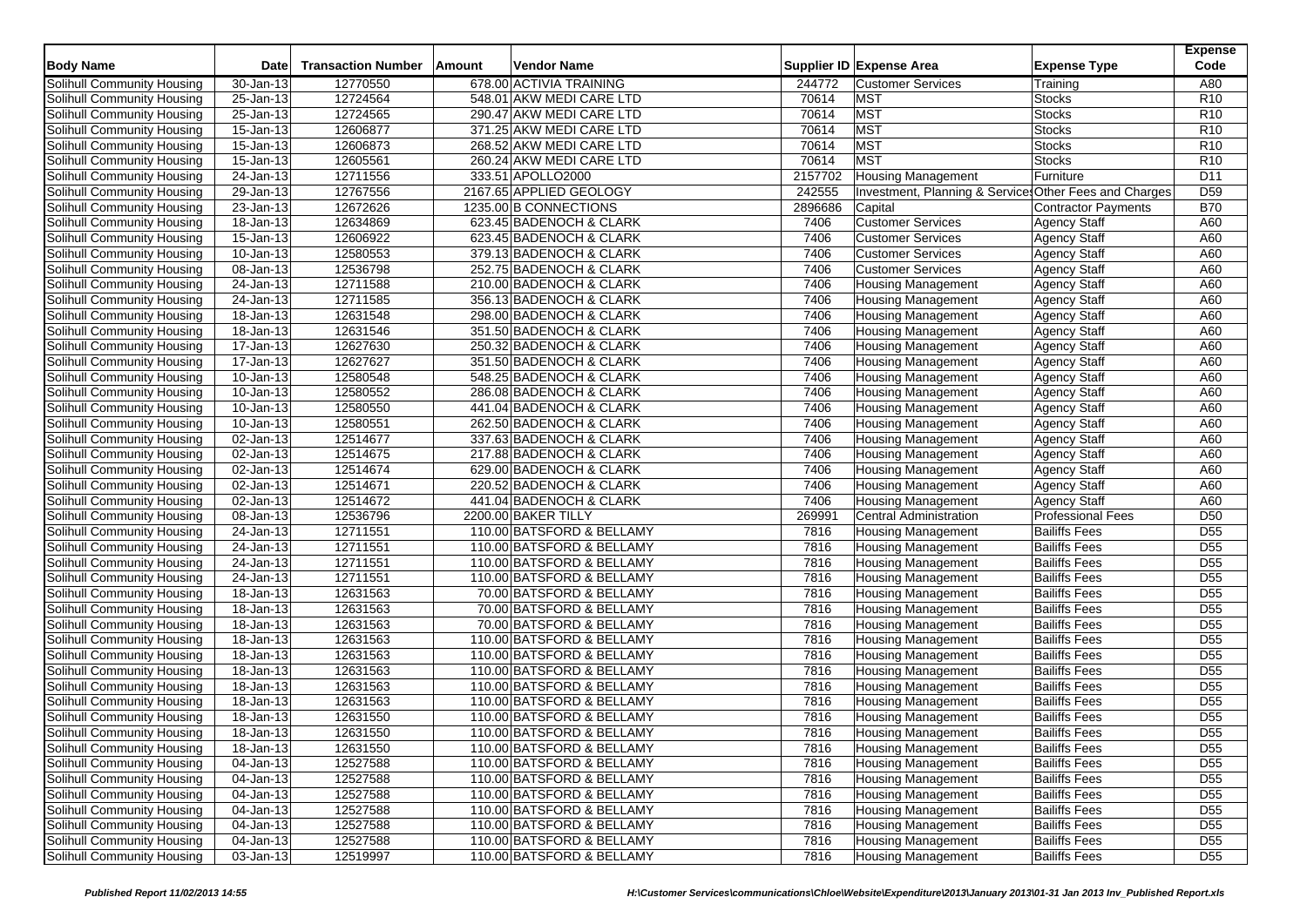| Body Name | Date | Transaction Number | Amount | Vendor Name | Supplier ID | Expense Area | Expense Type | Expense Code |
|---|---|---|---|---|---|---|---|---|
| Solihull Community Housing | 30-Jan-13 | 12770550 | 678.00 | ACTIVIA TRAINING | 244772 | Customer Services | Training | A80 |
| Solihull Community Housing | 25-Jan-13 | 12724564 | 548.01 | AKW MEDI CARE LTD | 70614 | MST | Stocks | R10 |
| Solihull Community Housing | 25-Jan-13 | 12724565 | 290.47 | AKW MEDI CARE LTD | 70614 | MST | Stocks | R10 |
| Solihull Community Housing | 15-Jan-13 | 12606877 | 371.25 | AKW MEDI CARE LTD | 70614 | MST | Stocks | R10 |
| Solihull Community Housing | 15-Jan-13 | 12606873 | 268.52 | AKW MEDI CARE LTD | 70614 | MST | Stocks | R10 |
| Solihull Community Housing | 15-Jan-13 | 12605561 | 260.24 | AKW MEDI CARE LTD | 70614 | MST | Stocks | R10 |
| Solihull Community Housing | 24-Jan-13 | 12711556 | 333.51 | APOLLO2000 | 2157702 | Housing Management | Furniture | D11 |
| Solihull Community Housing | 29-Jan-13 | 12767556 | 2167.65 | APPLIED GEOLOGY | 242555 | Investment, Planning & Services | Other Fees and Charges | D59 |
| Solihull Community Housing | 23-Jan-13 | 12672626 | 1235.00 | B CONNECTIONS | 2896686 | Capital | Contractor Payments | B70 |
| Solihull Community Housing | 18-Jan-13 | 12634869 | 623.45 | BADENOCH & CLARK | 7406 | Customer Services | Agency Staff | A60 |
| Solihull Community Housing | 15-Jan-13 | 12606922 | 623.45 | BADENOCH & CLARK | 7406 | Customer Services | Agency Staff | A60 |
| Solihull Community Housing | 10-Jan-13 | 12580553 | 379.13 | BADENOCH & CLARK | 7406 | Customer Services | Agency Staff | A60 |
| Solihull Community Housing | 08-Jan-13 | 12536798 | 252.75 | BADENOCH & CLARK | 7406 | Customer Services | Agency Staff | A60 |
| Solihull Community Housing | 24-Jan-13 | 12711588 | 210.00 | BADENOCH & CLARK | 7406 | Housing Management | Agency Staff | A60 |
| Solihull Community Housing | 24-Jan-13 | 12711585 | 356.13 | BADENOCH & CLARK | 7406 | Housing Management | Agency Staff | A60 |
| Solihull Community Housing | 18-Jan-13 | 12631548 | 298.00 | BADENOCH & CLARK | 7406 | Housing Management | Agency Staff | A60 |
| Solihull Community Housing | 18-Jan-13 | 12631546 | 351.50 | BADENOCH & CLARK | 7406 | Housing Management | Agency Staff | A60 |
| Solihull Community Housing | 17-Jan-13 | 12627630 | 250.32 | BADENOCH & CLARK | 7406 | Housing Management | Agency Staff | A60 |
| Solihull Community Housing | 17-Jan-13 | 12627627 | 351.50 | BADENOCH & CLARK | 7406 | Housing Management | Agency Staff | A60 |
| Solihull Community Housing | 10-Jan-13 | 12580548 | 548.25 | BADENOCH & CLARK | 7406 | Housing Management | Agency Staff | A60 |
| Solihull Community Housing | 10-Jan-13 | 12580552 | 286.08 | BADENOCH & CLARK | 7406 | Housing Management | Agency Staff | A60 |
| Solihull Community Housing | 10-Jan-13 | 12580550 | 441.04 | BADENOCH & CLARK | 7406 | Housing Management | Agency Staff | A60 |
| Solihull Community Housing | 10-Jan-13 | 12580551 | 262.50 | BADENOCH & CLARK | 7406 | Housing Management | Agency Staff | A60 |
| Solihull Community Housing | 02-Jan-13 | 12514677 | 337.63 | BADENOCH & CLARK | 7406 | Housing Management | Agency Staff | A60 |
| Solihull Community Housing | 02-Jan-13 | 12514675 | 217.88 | BADENOCH & CLARK | 7406 | Housing Management | Agency Staff | A60 |
| Solihull Community Housing | 02-Jan-13 | 12514674 | 629.00 | BADENOCH & CLARK | 7406 | Housing Management | Agency Staff | A60 |
| Solihull Community Housing | 02-Jan-13 | 12514671 | 220.52 | BADENOCH & CLARK | 7406 | Housing Management | Agency Staff | A60 |
| Solihull Community Housing | 02-Jan-13 | 12514672 | 441.04 | BADENOCH & CLARK | 7406 | Housing Management | Agency Staff | A60 |
| Solihull Community Housing | 08-Jan-13 | 12536796 | 2200.00 | BAKER TILLY | 269991 | Central Administration | Professional Fees | D50 |
| Solihull Community Housing | 24-Jan-13 | 12711551 | 110.00 | BATSFORD & BELLAMY | 7816 | Housing Management | Bailiffs Fees | D55 |
| Solihull Community Housing | 24-Jan-13 | 12711551 | 110.00 | BATSFORD & BELLAMY | 7816 | Housing Management | Bailiffs Fees | D55 |
| Solihull Community Housing | 24-Jan-13 | 12711551 | 110.00 | BATSFORD & BELLAMY | 7816 | Housing Management | Bailiffs Fees | D55 |
| Solihull Community Housing | 24-Jan-13 | 12711551 | 110.00 | BATSFORD & BELLAMY | 7816 | Housing Management | Bailiffs Fees | D55 |
| Solihull Community Housing | 18-Jan-13 | 12631563 | 70.00 | BATSFORD & BELLAMY | 7816 | Housing Management | Bailiffs Fees | D55 |
| Solihull Community Housing | 18-Jan-13 | 12631563 | 70.00 | BATSFORD & BELLAMY | 7816 | Housing Management | Bailiffs Fees | D55 |
| Solihull Community Housing | 18-Jan-13 | 12631563 | 70.00 | BATSFORD & BELLAMY | 7816 | Housing Management | Bailiffs Fees | D55 |
| Solihull Community Housing | 18-Jan-13 | 12631563 | 110.00 | BATSFORD & BELLAMY | 7816 | Housing Management | Bailiffs Fees | D55 |
| Solihull Community Housing | 18-Jan-13 | 12631563 | 110.00 | BATSFORD & BELLAMY | 7816 | Housing Management | Bailiffs Fees | D55 |
| Solihull Community Housing | 18-Jan-13 | 12631563 | 110.00 | BATSFORD & BELLAMY | 7816 | Housing Management | Bailiffs Fees | D55 |
| Solihull Community Housing | 18-Jan-13 | 12631563 | 110.00 | BATSFORD & BELLAMY | 7816 | Housing Management | Bailiffs Fees | D55 |
| Solihull Community Housing | 18-Jan-13 | 12631563 | 110.00 | BATSFORD & BELLAMY | 7816 | Housing Management | Bailiffs Fees | D55 |
| Solihull Community Housing | 18-Jan-13 | 12631550 | 110.00 | BATSFORD & BELLAMY | 7816 | Housing Management | Bailiffs Fees | D55 |
| Solihull Community Housing | 18-Jan-13 | 12631550 | 110.00 | BATSFORD & BELLAMY | 7816 | Housing Management | Bailiffs Fees | D55 |
| Solihull Community Housing | 18-Jan-13 | 12631550 | 110.00 | BATSFORD & BELLAMY | 7816 | Housing Management | Bailiffs Fees | D55 |
| Solihull Community Housing | 04-Jan-13 | 12527588 | 110.00 | BATSFORD & BELLAMY | 7816 | Housing Management | Bailiffs Fees | D55 |
| Solihull Community Housing | 04-Jan-13 | 12527588 | 110.00 | BATSFORD & BELLAMY | 7816 | Housing Management | Bailiffs Fees | D55 |
| Solihull Community Housing | 04-Jan-13 | 12527588 | 110.00 | BATSFORD & BELLAMY | 7816 | Housing Management | Bailiffs Fees | D55 |
| Solihull Community Housing | 04-Jan-13 | 12527588 | 110.00 | BATSFORD & BELLAMY | 7816 | Housing Management | Bailiffs Fees | D55 |
| Solihull Community Housing | 04-Jan-13 | 12527588 | 110.00 | BATSFORD & BELLAMY | 7816 | Housing Management | Bailiffs Fees | D55 |
| Solihull Community Housing | 04-Jan-13 | 12527588 | 110.00 | BATSFORD & BELLAMY | 7816 | Housing Management | Bailiffs Fees | D55 |
| Solihull Community Housing | 03-Jan-13 | 12519997 | 110.00 | BATSFORD & BELLAMY | 7816 | Housing Management | Bailiffs Fees | D55 |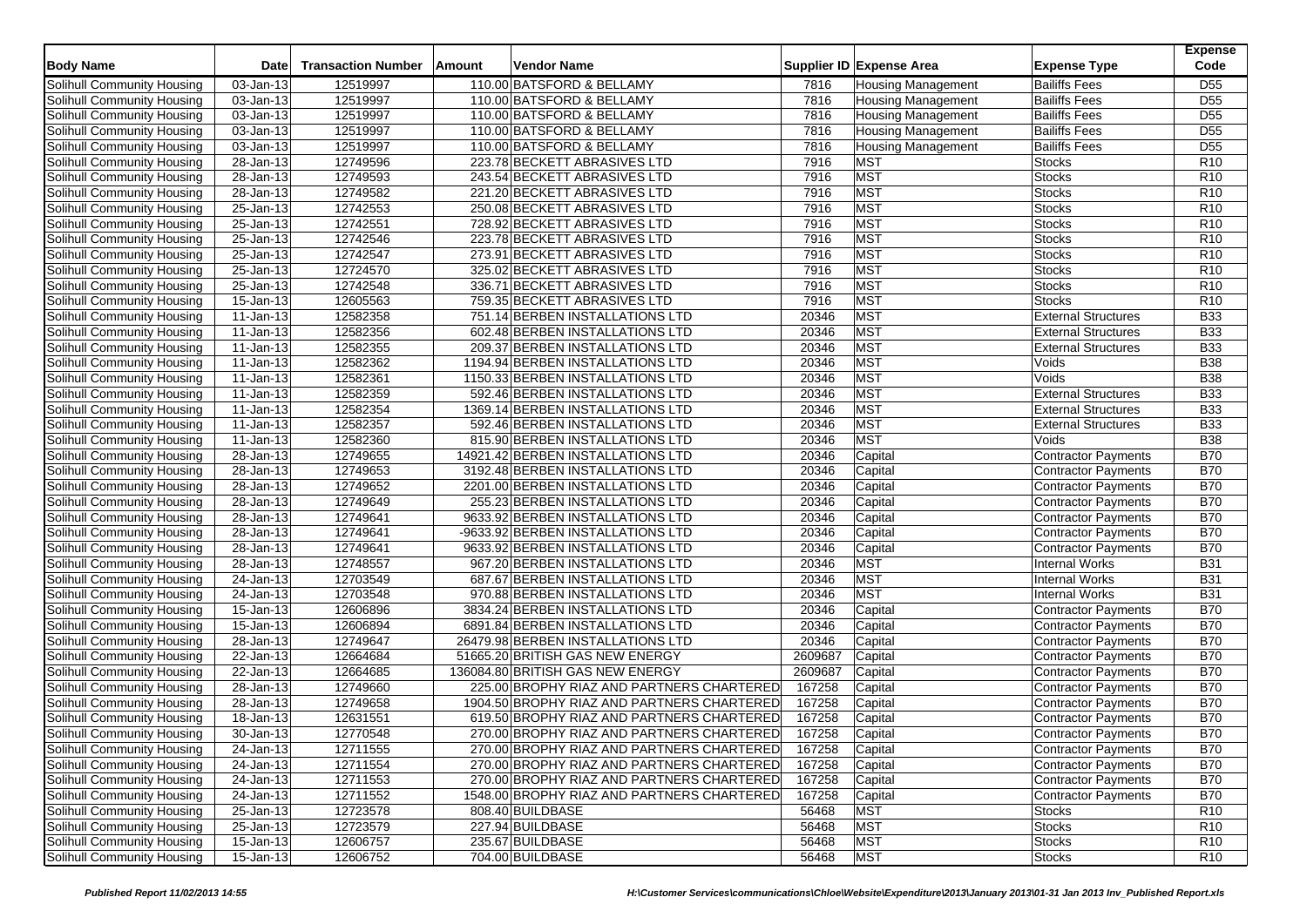| Body Name | Date | Transaction Number | Amount | Vendor Name | Supplier ID | Expense Area | Expense Type | Expense Code |
|---|---|---|---|---|---|---|---|---|
| Solihull Community Housing | 03-Jan-13 | 12519997 | 110.00 | BATSFORD & BELLAMY | 7816 | Housing Management | Bailiffs Fees | D55 |
| Solihull Community Housing | 03-Jan-13 | 12519997 | 110.00 | BATSFORD & BELLAMY | 7816 | Housing Management | Bailiffs Fees | D55 |
| Solihull Community Housing | 03-Jan-13 | 12519997 | 110.00 | BATSFORD & BELLAMY | 7816 | Housing Management | Bailiffs Fees | D55 |
| Solihull Community Housing | 03-Jan-13 | 12519997 | 110.00 | BATSFORD & BELLAMY | 7816 | Housing Management | Bailiffs Fees | D55 |
| Solihull Community Housing | 03-Jan-13 | 12519997 | 110.00 | BATSFORD & BELLAMY | 7816 | Housing Management | Bailiffs Fees | D55 |
| Solihull Community Housing | 28-Jan-13 | 12749596 | 223.78 | BECKETT ABRASIVES LTD | 7916 | MST | Stocks | R10 |
| Solihull Community Housing | 28-Jan-13 | 12749593 | 243.54 | BECKETT ABRASIVES LTD | 7916 | MST | Stocks | R10 |
| Solihull Community Housing | 28-Jan-13 | 12749582 | 221.20 | BECKETT ABRASIVES LTD | 7916 | MST | Stocks | R10 |
| Solihull Community Housing | 25-Jan-13 | 12742553 | 250.08 | BECKETT ABRASIVES LTD | 7916 | MST | Stocks | R10 |
| Solihull Community Housing | 25-Jan-13 | 12742551 | 728.92 | BECKETT ABRASIVES LTD | 7916 | MST | Stocks | R10 |
| Solihull Community Housing | 25-Jan-13 | 12742546 | 223.78 | BECKETT ABRASIVES LTD | 7916 | MST | Stocks | R10 |
| Solihull Community Housing | 25-Jan-13 | 12742547 | 273.91 | BECKETT ABRASIVES LTD | 7916 | MST | Stocks | R10 |
| Solihull Community Housing | 25-Jan-13 | 12724570 | 325.02 | BECKETT ABRASIVES LTD | 7916 | MST | Stocks | R10 |
| Solihull Community Housing | 25-Jan-13 | 12742548 | 336.71 | BECKETT ABRASIVES LTD | 7916 | MST | Stocks | R10 |
| Solihull Community Housing | 15-Jan-13 | 12605563 | 759.35 | BECKETT ABRASIVES LTD | 7916 | MST | Stocks | R10 |
| Solihull Community Housing | 11-Jan-13 | 12582358 | 751.14 | BERBEN INSTALLATIONS LTD | 20346 | MST | External Structures | B33 |
| Solihull Community Housing | 11-Jan-13 | 12582356 | 602.48 | BERBEN INSTALLATIONS LTD | 20346 | MST | External Structures | B33 |
| Solihull Community Housing | 11-Jan-13 | 12582355 | 209.37 | BERBEN INSTALLATIONS LTD | 20346 | MST | External Structures | B33 |
| Solihull Community Housing | 11-Jan-13 | 12582362 | 1194.94 | BERBEN INSTALLATIONS LTD | 20346 | MST | Voids | B38 |
| Solihull Community Housing | 11-Jan-13 | 12582361 | 1150.33 | BERBEN INSTALLATIONS LTD | 20346 | MST | Voids | B38 |
| Solihull Community Housing | 11-Jan-13 | 12582359 | 592.46 | BERBEN INSTALLATIONS LTD | 20346 | MST | External Structures | B33 |
| Solihull Community Housing | 11-Jan-13 | 12582354 | 1369.14 | BERBEN INSTALLATIONS LTD | 20346 | MST | External Structures | B33 |
| Solihull Community Housing | 11-Jan-13 | 12582357 | 592.46 | BERBEN INSTALLATIONS LTD | 20346 | MST | External Structures | B33 |
| Solihull Community Housing | 11-Jan-13 | 12582360 | 815.90 | BERBEN INSTALLATIONS LTD | 20346 | MST | Voids | B38 |
| Solihull Community Housing | 28-Jan-13 | 12749655 | 14921.42 | BERBEN INSTALLATIONS LTD | 20346 | Capital | Contractor Payments | B70 |
| Solihull Community Housing | 28-Jan-13 | 12749653 | 3192.48 | BERBEN INSTALLATIONS LTD | 20346 | Capital | Contractor Payments | B70 |
| Solihull Community Housing | 28-Jan-13 | 12749652 | 2201.00 | BERBEN INSTALLATIONS LTD | 20346 | Capital | Contractor Payments | B70 |
| Solihull Community Housing | 28-Jan-13 | 12749649 | 255.23 | BERBEN INSTALLATIONS LTD | 20346 | Capital | Contractor Payments | B70 |
| Solihull Community Housing | 28-Jan-13 | 12749641 | 9633.92 | BERBEN INSTALLATIONS LTD | 20346 | Capital | Contractor Payments | B70 |
| Solihull Community Housing | 28-Jan-13 | 12749641 | -9633.92 | BERBEN INSTALLATIONS LTD | 20346 | Capital | Contractor Payments | B70 |
| Solihull Community Housing | 28-Jan-13 | 12749641 | 9633.92 | BERBEN INSTALLATIONS LTD | 20346 | Capital | Contractor Payments | B70 |
| Solihull Community Housing | 28-Jan-13 | 12748557 | 967.20 | BERBEN INSTALLATIONS LTD | 20346 | MST | Internal Works | B31 |
| Solihull Community Housing | 24-Jan-13 | 12703549 | 687.67 | BERBEN INSTALLATIONS LTD | 20346 | MST | Internal Works | B31 |
| Solihull Community Housing | 24-Jan-13 | 12703548 | 970.88 | BERBEN INSTALLATIONS LTD | 20346 | MST | Internal Works | B31 |
| Solihull Community Housing | 15-Jan-13 | 12606896 | 3834.24 | BERBEN INSTALLATIONS LTD | 20346 | Capital | Contractor Payments | B70 |
| Solihull Community Housing | 15-Jan-13 | 12606894 | 6891.84 | BERBEN INSTALLATIONS LTD | 20346 | Capital | Contractor Payments | B70 |
| Solihull Community Housing | 28-Jan-13 | 12749647 | 26479.98 | BERBEN INSTALLATIONS LTD | 20346 | Capital | Contractor Payments | B70 |
| Solihull Community Housing | 22-Jan-13 | 12664684 | 51665.20 | BRITISH GAS NEW ENERGY | 2609687 | Capital | Contractor Payments | B70 |
| Solihull Community Housing | 22-Jan-13 | 12664685 | 136084.80 | BRITISH GAS NEW ENERGY | 2609687 | Capital | Contractor Payments | B70 |
| Solihull Community Housing | 28-Jan-13 | 12749660 | 225.00 | BROPHY RIAZ AND PARTNERS CHARTERED | 167258 | Capital | Contractor Payments | B70 |
| Solihull Community Housing | 28-Jan-13 | 12749658 | 1904.50 | BROPHY RIAZ AND PARTNERS CHARTERED | 167258 | Capital | Contractor Payments | B70 |
| Solihull Community Housing | 18-Jan-13 | 12631551 | 619.50 | BROPHY RIAZ AND PARTNERS CHARTERED | 167258 | Capital | Contractor Payments | B70 |
| Solihull Community Housing | 30-Jan-13 | 12770548 | 270.00 | BROPHY RIAZ AND PARTNERS CHARTERED | 167258 | Capital | Contractor Payments | B70 |
| Solihull Community Housing | 24-Jan-13 | 12711555 | 270.00 | BROPHY RIAZ AND PARTNERS CHARTERED | 167258 | Capital | Contractor Payments | B70 |
| Solihull Community Housing | 24-Jan-13 | 12711554 | 270.00 | BROPHY RIAZ AND PARTNERS CHARTERED | 167258 | Capital | Contractor Payments | B70 |
| Solihull Community Housing | 24-Jan-13 | 12711553 | 270.00 | BROPHY RIAZ AND PARTNERS CHARTERED | 167258 | Capital | Contractor Payments | B70 |
| Solihull Community Housing | 24-Jan-13 | 12711552 | 1548.00 | BROPHY RIAZ AND PARTNERS CHARTERED | 167258 | Capital | Contractor Payments | B70 |
| Solihull Community Housing | 25-Jan-13 | 12723578 | 808.40 | BUILDBASE | 56468 | MST | Stocks | R10 |
| Solihull Community Housing | 25-Jan-13 | 12723579 | 227.94 | BUILDBASE | 56468 | MST | Stocks | R10 |
| Solihull Community Housing | 15-Jan-13 | 12606757 | 235.67 | BUILDBASE | 56468 | MST | Stocks | R10 |
| Solihull Community Housing | 15-Jan-13 | 12606752 | 704.00 | BUILDBASE | 56468 | MST | Stocks | R10 |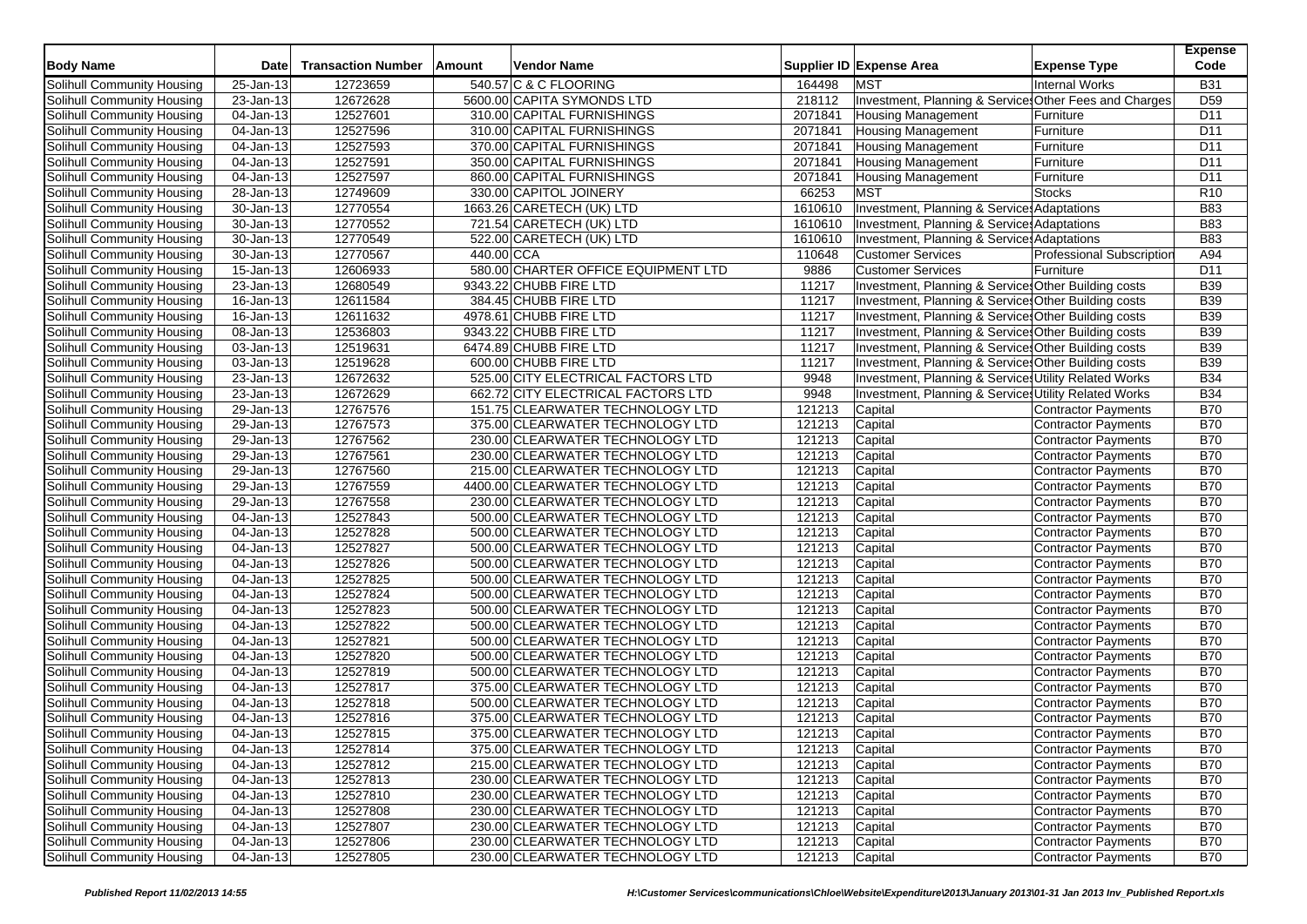| Body Name | Date | Transaction Number | Amount | Vendor Name | Supplier ID | Expense Area | Expense Type | Expense Code |
|---|---|---|---|---|---|---|---|---|
| Solihull Community Housing | 25-Jan-13 | 12723659 | 540.57 | C & C FLOORING | 164498 | MST | Internal Works | B31 |
| Solihull Community Housing | 23-Jan-13 | 12672628 | 5600.00 | CAPITA SYMONDS LTD | 218112 | Investment, Planning & Services | Other Fees and Charges | D59 |
| Solihull Community Housing | 04-Jan-13 | 12527601 | 310.00 | CAPITAL FURNISHINGS | 2071841 | Housing Management | Furniture | D11 |
| Solihull Community Housing | 04-Jan-13 | 12527596 | 310.00 | CAPITAL FURNISHINGS | 2071841 | Housing Management | Furniture | D11 |
| Solihull Community Housing | 04-Jan-13 | 12527593 | 370.00 | CAPITAL FURNISHINGS | 2071841 | Housing Management | Furniture | D11 |
| Solihull Community Housing | 04-Jan-13 | 12527591 | 350.00 | CAPITAL FURNISHINGS | 2071841 | Housing Management | Furniture | D11 |
| Solihull Community Housing | 04-Jan-13 | 12527597 | 860.00 | CAPITAL FURNISHINGS | 2071841 | Housing Management | Furniture | D11 |
| Solihull Community Housing | 28-Jan-13 | 12749609 | 330.00 | CAPITOL JOINERY | 66253 | MST | Stocks | R10 |
| Solihull Community Housing | 30-Jan-13 | 12770554 | 1663.26 | CARETECH (UK) LTD | 1610610 | Investment, Planning & Services | Adaptations | B83 |
| Solihull Community Housing | 30-Jan-13 | 12770552 | 721.54 | CARETECH (UK) LTD | 1610610 | Investment, Planning & Services | Adaptations | B83 |
| Solihull Community Housing | 30-Jan-13 | 12770549 | 522.00 | CARETECH (UK) LTD | 1610610 | Investment, Planning & Services | Adaptations | B83 |
| Solihull Community Housing | 30-Jan-13 | 12770567 | 440.00 | CCA | 110648 | Customer Services | Professional Subscription | A94 |
| Solihull Community Housing | 15-Jan-13 | 12606933 | 580.00 | CHARTER OFFICE EQUIPMENT LTD | 9886 | Customer Services | Furniture | D11 |
| Solihull Community Housing | 23-Jan-13 | 12680549 | 9343.22 | CHUBB FIRE LTD | 11217 | Investment, Planning & Services | Other Building costs | B39 |
| Solihull Community Housing | 16-Jan-13 | 12611584 | 384.45 | CHUBB FIRE LTD | 11217 | Investment, Planning & Services | Other Building costs | B39 |
| Solihull Community Housing | 16-Jan-13 | 12611632 | 4978.61 | CHUBB FIRE LTD | 11217 | Investment, Planning & Services | Other Building costs | B39 |
| Solihull Community Housing | 08-Jan-13 | 12536803 | 9343.22 | CHUBB FIRE LTD | 11217 | Investment, Planning & Services | Other Building costs | B39 |
| Solihull Community Housing | 03-Jan-13 | 12519631 | 6474.89 | CHUBB FIRE LTD | 11217 | Investment, Planning & Services | Other Building costs | B39 |
| Solihull Community Housing | 03-Jan-13 | 12519628 | 600.00 | CHUBB FIRE LTD | 11217 | Investment, Planning & Services | Other Building costs | B39 |
| Solihull Community Housing | 23-Jan-13 | 12672632 | 525.00 | CITY ELECTRICAL FACTORS LTD | 9948 | Investment, Planning & Services | Utility Related Works | B34 |
| Solihull Community Housing | 23-Jan-13 | 12672629 | 662.72 | CITY ELECTRICAL FACTORS LTD | 9948 | Investment, Planning & Services | Utility Related Works | B34 |
| Solihull Community Housing | 29-Jan-13 | 12767576 | 151.75 | CLEARWATER TECHNOLOGY LTD | 121213 | Capital | Contractor Payments | B70 |
| Solihull Community Housing | 29-Jan-13 | 12767573 | 375.00 | CLEARWATER TECHNOLOGY LTD | 121213 | Capital | Contractor Payments | B70 |
| Solihull Community Housing | 29-Jan-13 | 12767562 | 230.00 | CLEARWATER TECHNOLOGY LTD | 121213 | Capital | Contractor Payments | B70 |
| Solihull Community Housing | 29-Jan-13 | 12767561 | 230.00 | CLEARWATER TECHNOLOGY LTD | 121213 | Capital | Contractor Payments | B70 |
| Solihull Community Housing | 29-Jan-13 | 12767560 | 215.00 | CLEARWATER TECHNOLOGY LTD | 121213 | Capital | Contractor Payments | B70 |
| Solihull Community Housing | 29-Jan-13 | 12767559 | 4400.00 | CLEARWATER TECHNOLOGY LTD | 121213 | Capital | Contractor Payments | B70 |
| Solihull Community Housing | 29-Jan-13 | 12767558 | 230.00 | CLEARWATER TECHNOLOGY LTD | 121213 | Capital | Contractor Payments | B70 |
| Solihull Community Housing | 04-Jan-13 | 12527843 | 500.00 | CLEARWATER TECHNOLOGY LTD | 121213 | Capital | Contractor Payments | B70 |
| Solihull Community Housing | 04-Jan-13 | 12527828 | 500.00 | CLEARWATER TECHNOLOGY LTD | 121213 | Capital | Contractor Payments | B70 |
| Solihull Community Housing | 04-Jan-13 | 12527827 | 500.00 | CLEARWATER TECHNOLOGY LTD | 121213 | Capital | Contractor Payments | B70 |
| Solihull Community Housing | 04-Jan-13 | 12527826 | 500.00 | CLEARWATER TECHNOLOGY LTD | 121213 | Capital | Contractor Payments | B70 |
| Solihull Community Housing | 04-Jan-13 | 12527825 | 500.00 | CLEARWATER TECHNOLOGY LTD | 121213 | Capital | Contractor Payments | B70 |
| Solihull Community Housing | 04-Jan-13 | 12527824 | 500.00 | CLEARWATER TECHNOLOGY LTD | 121213 | Capital | Contractor Payments | B70 |
| Solihull Community Housing | 04-Jan-13 | 12527823 | 500.00 | CLEARWATER TECHNOLOGY LTD | 121213 | Capital | Contractor Payments | B70 |
| Solihull Community Housing | 04-Jan-13 | 12527822 | 500.00 | CLEARWATER TECHNOLOGY LTD | 121213 | Capital | Contractor Payments | B70 |
| Solihull Community Housing | 04-Jan-13 | 12527821 | 500.00 | CLEARWATER TECHNOLOGY LTD | 121213 | Capital | Contractor Payments | B70 |
| Solihull Community Housing | 04-Jan-13 | 12527820 | 500.00 | CLEARWATER TECHNOLOGY LTD | 121213 | Capital | Contractor Payments | B70 |
| Solihull Community Housing | 04-Jan-13 | 12527819 | 500.00 | CLEARWATER TECHNOLOGY LTD | 121213 | Capital | Contractor Payments | B70 |
| Solihull Community Housing | 04-Jan-13 | 12527817 | 375.00 | CLEARWATER TECHNOLOGY LTD | 121213 | Capital | Contractor Payments | B70 |
| Solihull Community Housing | 04-Jan-13 | 12527818 | 500.00 | CLEARWATER TECHNOLOGY LTD | 121213 | Capital | Contractor Payments | B70 |
| Solihull Community Housing | 04-Jan-13 | 12527816 | 375.00 | CLEARWATER TECHNOLOGY LTD | 121213 | Capital | Contractor Payments | B70 |
| Solihull Community Housing | 04-Jan-13 | 12527815 | 375.00 | CLEARWATER TECHNOLOGY LTD | 121213 | Capital | Contractor Payments | B70 |
| Solihull Community Housing | 04-Jan-13 | 12527814 | 375.00 | CLEARWATER TECHNOLOGY LTD | 121213 | Capital | Contractor Payments | B70 |
| Solihull Community Housing | 04-Jan-13 | 12527812 | 215.00 | CLEARWATER TECHNOLOGY LTD | 121213 | Capital | Contractor Payments | B70 |
| Solihull Community Housing | 04-Jan-13 | 12527813 | 230.00 | CLEARWATER TECHNOLOGY LTD | 121213 | Capital | Contractor Payments | B70 |
| Solihull Community Housing | 04-Jan-13 | 12527810 | 230.00 | CLEARWATER TECHNOLOGY LTD | 121213 | Capital | Contractor Payments | B70 |
| Solihull Community Housing | 04-Jan-13 | 12527808 | 230.00 | CLEARWATER TECHNOLOGY LTD | 121213 | Capital | Contractor Payments | B70 |
| Solihull Community Housing | 04-Jan-13 | 12527807 | 230.00 | CLEARWATER TECHNOLOGY LTD | 121213 | Capital | Contractor Payments | B70 |
| Solihull Community Housing | 04-Jan-13 | 12527806 | 230.00 | CLEARWATER TECHNOLOGY LTD | 121213 | Capital | Contractor Payments | B70 |
| Solihull Community Housing | 04-Jan-13 | 12527805 | 230.00 | CLEARWATER TECHNOLOGY LTD | 121213 | Capital | Contractor Payments | B70 |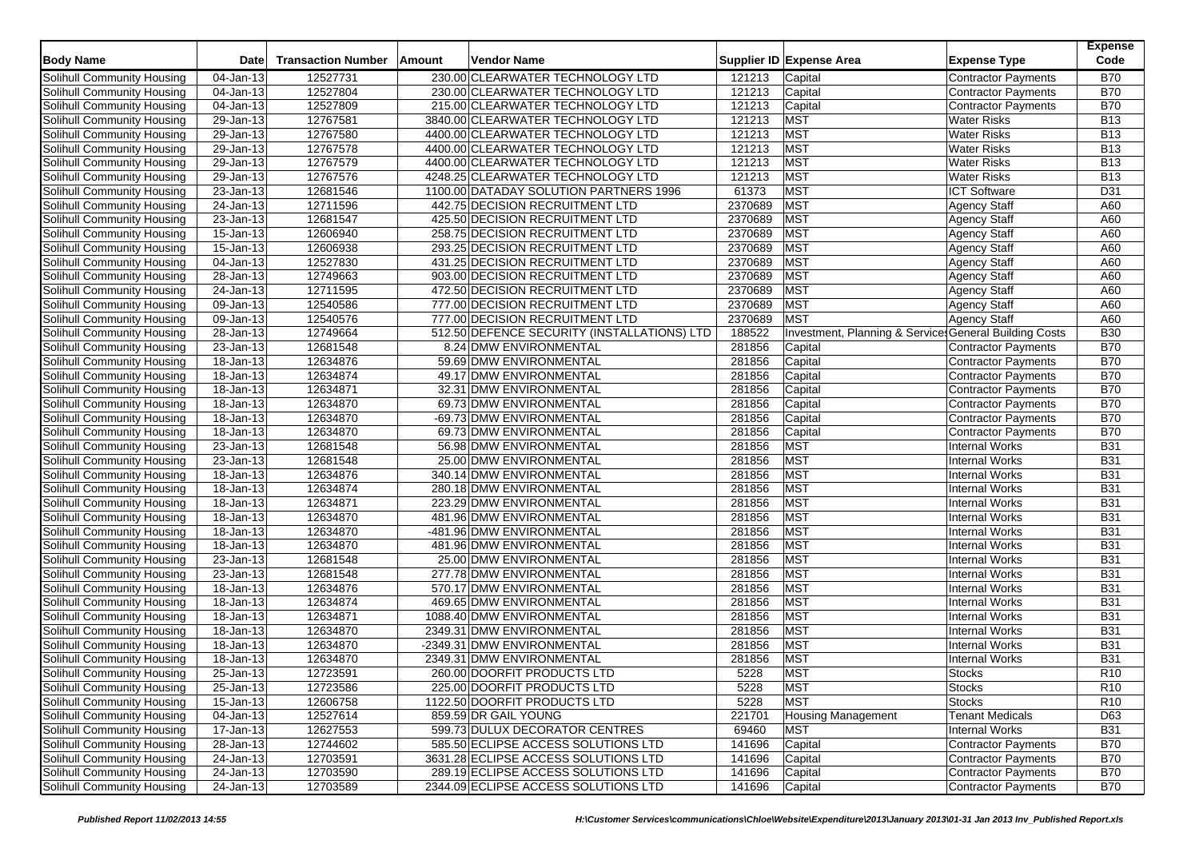| Body Name | Date | Transaction Number | Amount | Vendor Name | Supplier ID | Expense Area | Expense Type | Expense Code |
|---|---|---|---|---|---|---|---|---|
| Solihull Community Housing | 04-Jan-13 | 12527731 | 230.00 | CLEARWATER TECHNOLOGY LTD | 121213 | Capital | Contractor Payments | B70 |
| Solihull Community Housing | 04-Jan-13 | 12527804 | 230.00 | CLEARWATER TECHNOLOGY LTD | 121213 | Capital | Contractor Payments | B70 |
| Solihull Community Housing | 04-Jan-13 | 12527809 | 215.00 | CLEARWATER TECHNOLOGY LTD | 121213 | Capital | Contractor Payments | B70 |
| Solihull Community Housing | 29-Jan-13 | 12767581 | 3840.00 | CLEARWATER TECHNOLOGY LTD | 121213 | MST | Water Risks | B13 |
| Solihull Community Housing | 29-Jan-13 | 12767580 | 4400.00 | CLEARWATER TECHNOLOGY LTD | 121213 | MST | Water Risks | B13 |
| Solihull Community Housing | 29-Jan-13 | 12767578 | 4400.00 | CLEARWATER TECHNOLOGY LTD | 121213 | MST | Water Risks | B13 |
| Solihull Community Housing | 29-Jan-13 | 12767579 | 4400.00 | CLEARWATER TECHNOLOGY LTD | 121213 | MST | Water Risks | B13 |
| Solihull Community Housing | 29-Jan-13 | 12767576 | 4248.25 | CLEARWATER TECHNOLOGY LTD | 121213 | MST | Water Risks | B13 |
| Solihull Community Housing | 23-Jan-13 | 12681546 | 1100.00 | DATADAY SOLUTION PARTNERS 1996 | 61373 | MST | ICT Software | D31 |
| Solihull Community Housing | 24-Jan-13 | 12711596 | 442.75 | DECISION RECRUITMENT LTD | 2370689 | MST | Agency Staff | A60 |
| Solihull Community Housing | 23-Jan-13 | 12681547 | 425.50 | DECISION RECRUITMENT LTD | 2370689 | MST | Agency Staff | A60 |
| Solihull Community Housing | 15-Jan-13 | 12606940 | 258.75 | DECISION RECRUITMENT LTD | 2370689 | MST | Agency Staff | A60 |
| Solihull Community Housing | 15-Jan-13 | 12606938 | 293.25 | DECISION RECRUITMENT LTD | 2370689 | MST | Agency Staff | A60 |
| Solihull Community Housing | 04-Jan-13 | 12527830 | 431.25 | DECISION RECRUITMENT LTD | 2370689 | MST | Agency Staff | A60 |
| Solihull Community Housing | 28-Jan-13 | 12749663 | 903.00 | DECISION RECRUITMENT LTD | 2370689 | MST | Agency Staff | A60 |
| Solihull Community Housing | 24-Jan-13 | 12711595 | 472.50 | DECISION RECRUITMENT LTD | 2370689 | MST | Agency Staff | A60 |
| Solihull Community Housing | 09-Jan-13 | 12540586 | 777.00 | DECISION RECRUITMENT LTD | 2370689 | MST | Agency Staff | A60 |
| Solihull Community Housing | 09-Jan-13 | 12540576 | 777.00 | DECISION RECRUITMENT LTD | 2370689 | MST | Agency Staff | A60 |
| Solihull Community Housing | 28-Jan-13 | 12749664 | 512.50 | DEFENCE SECURITY (INSTALLATIONS) LTD | 188522 | Investment, Planning & Services | General Building Costs | B30 |
| Solihull Community Housing | 23-Jan-13 | 12681548 | 8.24 | DMW ENVIRONMENTAL | 281856 | Capital | Contractor Payments | B70 |
| Solihull Community Housing | 18-Jan-13 | 12634876 | 59.69 | DMW ENVIRONMENTAL | 281856 | Capital | Contractor Payments | B70 |
| Solihull Community Housing | 18-Jan-13 | 12634874 | 49.17 | DMW ENVIRONMENTAL | 281856 | Capital | Contractor Payments | B70 |
| Solihull Community Housing | 18-Jan-13 | 12634871 | 32.31 | DMW ENVIRONMENTAL | 281856 | Capital | Contractor Payments | B70 |
| Solihull Community Housing | 18-Jan-13 | 12634870 | 69.73 | DMW ENVIRONMENTAL | 281856 | Capital | Contractor Payments | B70 |
| Solihull Community Housing | 18-Jan-13 | 12634870 | -69.73 | DMW ENVIRONMENTAL | 281856 | Capital | Contractor Payments | B70 |
| Solihull Community Housing | 18-Jan-13 | 12634870 | 69.73 | DMW ENVIRONMENTAL | 281856 | Capital | Contractor Payments | B70 |
| Solihull Community Housing | 23-Jan-13 | 12681548 | 56.98 | DMW ENVIRONMENTAL | 281856 | MST | Internal Works | B31 |
| Solihull Community Housing | 23-Jan-13 | 12681548 | 25.00 | DMW ENVIRONMENTAL | 281856 | MST | Internal Works | B31 |
| Solihull Community Housing | 18-Jan-13 | 12634876 | 340.14 | DMW ENVIRONMENTAL | 281856 | MST | Internal Works | B31 |
| Solihull Community Housing | 18-Jan-13 | 12634874 | 280.18 | DMW ENVIRONMENTAL | 281856 | MST | Internal Works | B31 |
| Solihull Community Housing | 18-Jan-13 | 12634871 | 223.29 | DMW ENVIRONMENTAL | 281856 | MST | Internal Works | B31 |
| Solihull Community Housing | 18-Jan-13 | 12634870 | 481.96 | DMW ENVIRONMENTAL | 281856 | MST | Internal Works | B31 |
| Solihull Community Housing | 18-Jan-13 | 12634870 | -481.96 | DMW ENVIRONMENTAL | 281856 | MST | Internal Works | B31 |
| Solihull Community Housing | 18-Jan-13 | 12634870 | 481.96 | DMW ENVIRONMENTAL | 281856 | MST | Internal Works | B31 |
| Solihull Community Housing | 23-Jan-13 | 12681548 | 25.00 | DMW ENVIRONMENTAL | 281856 | MST | Internal Works | B31 |
| Solihull Community Housing | 23-Jan-13 | 12681548 | 277.78 | DMW ENVIRONMENTAL | 281856 | MST | Internal Works | B31 |
| Solihull Community Housing | 18-Jan-13 | 12634876 | 570.17 | DMW ENVIRONMENTAL | 281856 | MST | Internal Works | B31 |
| Solihull Community Housing | 18-Jan-13 | 12634874 | 469.65 | DMW ENVIRONMENTAL | 281856 | MST | Internal Works | B31 |
| Solihull Community Housing | 18-Jan-13 | 12634871 | 1088.40 | DMW ENVIRONMENTAL | 281856 | MST | Internal Works | B31 |
| Solihull Community Housing | 18-Jan-13 | 12634870 | 2349.31 | DMW ENVIRONMENTAL | 281856 | MST | Internal Works | B31 |
| Solihull Community Housing | 18-Jan-13 | 12634870 | -2349.31 | DMW ENVIRONMENTAL | 281856 | MST | Internal Works | B31 |
| Solihull Community Housing | 18-Jan-13 | 12634870 | 2349.31 | DMW ENVIRONMENTAL | 281856 | MST | Internal Works | B31 |
| Solihull Community Housing | 25-Jan-13 | 12723591 | 260.00 | DOORFIT PRODUCTS LTD | 5228 | MST | Stocks | R10 |
| Solihull Community Housing | 25-Jan-13 | 12723586 | 225.00 | DOORFIT PRODUCTS LTD | 5228 | MST | Stocks | R10 |
| Solihull Community Housing | 15-Jan-13 | 12606758 | 1122.50 | DOORFIT PRODUCTS LTD | 5228 | MST | Stocks | R10 |
| Solihull Community Housing | 04-Jan-13 | 12527614 | 859.59 | DR GAIL YOUNG | 221701 | Housing Management | Tenant Medicals | D63 |
| Solihull Community Housing | 17-Jan-13 | 12627553 | 599.73 | DULUX DECORATOR CENTRES | 69460 | MST | Internal Works | B31 |
| Solihull Community Housing | 28-Jan-13 | 12744602 | 585.50 | ECLIPSE ACCESS SOLUTIONS LTD | 141696 | Capital | Contractor Payments | B70 |
| Solihull Community Housing | 24-Jan-13 | 12703591 | 3631.28 | ECLIPSE ACCESS SOLUTIONS LTD | 141696 | Capital | Contractor Payments | B70 |
| Solihull Community Housing | 24-Jan-13 | 12703590 | 289.19 | ECLIPSE ACCESS SOLUTIONS LTD | 141696 | Capital | Contractor Payments | B70 |
| Solihull Community Housing | 24-Jan-13 | 12703589 | 2344.09 | ECLIPSE ACCESS SOLUTIONS LTD | 141696 | Capital | Contractor Payments | B70 |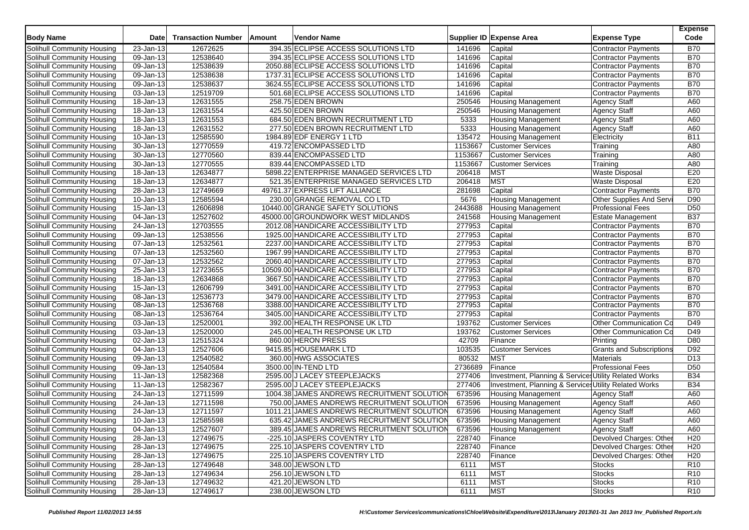| Body Name | Date | Transaction Number | Amount | Vendor Name | Supplier ID | Expense Area | Expense Type | Expense Code |
|---|---|---|---|---|---|---|---|---|
| Solihull Community Housing | 23-Jan-13 | 12672625 | 394.35 | ECLIPSE ACCESS SOLUTIONS LTD | 141696 | Capital | Contractor Payments | B70 |
| Solihull Community Housing | 09-Jan-13 | 12538640 | 394.35 | ECLIPSE ACCESS SOLUTIONS LTD | 141696 | Capital | Contractor Payments | B70 |
| Solihull Community Housing | 09-Jan-13 | 12538639 | 2050.88 | ECLIPSE ACCESS SOLUTIONS LTD | 141696 | Capital | Contractor Payments | B70 |
| Solihull Community Housing | 09-Jan-13 | 12538638 | 1737.31 | ECLIPSE ACCESS SOLUTIONS LTD | 141696 | Capital | Contractor Payments | B70 |
| Solihull Community Housing | 09-Jan-13 | 12538637 | 3624.55 | ECLIPSE ACCESS SOLUTIONS LTD | 141696 | Capital | Contractor Payments | B70 |
| Solihull Community Housing | 03-Jan-13 | 12519709 | 501.68 | ECLIPSE ACCESS SOLUTIONS LTD | 141696 | Capital | Contractor Payments | B70 |
| Solihull Community Housing | 18-Jan-13 | 12631555 | 258.75 | EDEN BROWN | 250546 | Housing Management | Agency Staff | A60 |
| Solihull Community Housing | 18-Jan-13 | 12631554 | 425.50 | EDEN BROWN | 250546 | Housing Management | Agency Staff | A60 |
| Solihull Community Housing | 18-Jan-13 | 12631553 | 684.50 | EDEN BROWN RECRUITMENT LTD | 5333 | Housing Management | Agency Staff | A60 |
| Solihull Community Housing | 18-Jan-13 | 12631552 | 277.50 | EDEN BROWN RECRUITMENT LTD | 5333 | Housing Management | Agency Staff | A60 |
| Solihull Community Housing | 10-Jan-13 | 12585590 | 1984.89 | EDF ENERGY 1 LTD | 135472 | Housing Management | Electricity | B11 |
| Solihull Community Housing | 30-Jan-13 | 12770559 | 419.72 | ENCOMPASSED LTD | 1153667 | Customer Services | Training | A80 |
| Solihull Community Housing | 30-Jan-13 | 12770560 | 839.44 | ENCOMPASSED LTD | 1153667 | Customer Services | Training | A80 |
| Solihull Community Housing | 30-Jan-13 | 12770555 | 839.44 | ENCOMPASSED LTD | 1153667 | Customer Services | Training | A80 |
| Solihull Community Housing | 18-Jan-13 | 12634877 | 5898.22 | ENTERPRISE MANAGED SERVICES LTD | 206418 | MST | Waste Disposal | E20 |
| Solihull Community Housing | 18-Jan-13 | 12634877 | 521.35 | ENTERPRISE MANAGED SERVICES LTD | 206418 | MST | Waste Disposal | E20 |
| Solihull Community Housing | 28-Jan-13 | 12749669 | 49761.37 | EXPRESS LIFT ALLIANCE | 281698 | Capital | Contractor Payments | B70 |
| Solihull Community Housing | 10-Jan-13 | 12585594 | 230.00 | GRANGE REMOVAL CO LTD | 5676 | Housing Management | Other Supplies And Servi | D90 |
| Solihull Community Housing | 15-Jan-13 | 12606898 | 10440.00 | GRANGE SAFETY SOLUTIONS | 2443688 | Housing Management | Professional Fees | D50 |
| Solihull Community Housing | 04-Jan-13 | 12527602 | 45000.00 | GROUNDWORK WEST MIDLANDS | 241568 | Housing Management | Estate Management | B37 |
| Solihull Community Housing | 24-Jan-13 | 12703555 | 2012.08 | HANDICARE ACCESSIBILITY LTD | 277953 | Capital | Contractor Payments | B70 |
| Solihull Community Housing | 09-Jan-13 | 12538556 | 1925.00 | HANDICARE ACCESSIBILITY LTD | 277953 | Capital | Contractor Payments | B70 |
| Solihull Community Housing | 07-Jan-13 | 12532561 | 2237.00 | HANDICARE ACCESSIBILITY LTD | 277953 | Capital | Contractor Payments | B70 |
| Solihull Community Housing | 07-Jan-13 | 12532560 | 1967.99 | HANDICARE ACCESSIBILITY LTD | 277953 | Capital | Contractor Payments | B70 |
| Solihull Community Housing | 07-Jan-13 | 12532562 | 2060.40 | HANDICARE ACCESSIBILITY LTD | 277953 | Capital | Contractor Payments | B70 |
| Solihull Community Housing | 25-Jan-13 | 12723655 | 10509.00 | HANDICARE ACCESSIBILITY LTD | 277953 | Capital | Contractor Payments | B70 |
| Solihull Community Housing | 18-Jan-13 | 12634868 | 3667.50 | HANDICARE ACCESSIBILITY LTD | 277953 | Capital | Contractor Payments | B70 |
| Solihull Community Housing | 15-Jan-13 | 12606799 | 3491.00 | HANDICARE ACCESSIBILITY LTD | 277953 | Capital | Contractor Payments | B70 |
| Solihull Community Housing | 08-Jan-13 | 12536773 | 3479.00 | HANDICARE ACCESSIBILITY LTD | 277953 | Capital | Contractor Payments | B70 |
| Solihull Community Housing | 08-Jan-13 | 12536768 | 3388.00 | HANDICARE ACCESSIBILITY LTD | 277953 | Capital | Contractor Payments | B70 |
| Solihull Community Housing | 08-Jan-13 | 12536764 | 3405.00 | HANDICARE ACCESSIBILITY LTD | 277953 | Capital | Contractor Payments | B70 |
| Solihull Community Housing | 03-Jan-13 | 12520001 | 392.00 | HEALTH RESPONSE UK LTD | 193762 | Customer Services | Other Communication Co | D49 |
| Solihull Community Housing | 03-Jan-13 | 12520000 | 245.00 | HEALTH RESPONSE UK LTD | 193762 | Customer Services | Other Communication Co | D49 |
| Solihull Community Housing | 02-Jan-13 | 12515324 | 860.00 | HERON PRESS | 42709 | Finance | Printing | D80 |
| Solihull Community Housing | 04-Jan-13 | 12527606 | 9415.85 | HOUSEMARK LTD | 103535 | Customer Services | Grants and Subscriptions | D92 |
| Solihull Community Housing | 09-Jan-13 | 12540582 | 360.00 | HWG ASSOCIATES | 80532 | MST | Materials | D13 |
| Solihull Community Housing | 09-Jan-13 | 12540584 | 3500.00 | IN-TEND LTD | 2736689 | Finance | Professional Fees | D50 |
| Solihull Community Housing | 11-Jan-13 | 12582368 | 2595.00 | J LACEY STEEPLEJACKS | 277406 | Investment, Planning & Services | Utility Related Works | B34 |
| Solihull Community Housing | 11-Jan-13 | 12582367 | 2595.00 | J LACEY STEEPLEJACKS | 277406 | Investment, Planning & Services | Utility Related Works | B34 |
| Solihull Community Housing | 24-Jan-13 | 12711599 | 1004.38 | JAMES ANDREWS RECRUITMENT SOLUTION | 673596 | Housing Management | Agency Staff | A60 |
| Solihull Community Housing | 24-Jan-13 | 12711598 | 750.00 | JAMES ANDREWS RECRUITMENT SOLUTION | 673596 | Housing Management | Agency Staff | A60 |
| Solihull Community Housing | 24-Jan-13 | 12711597 | 1011.21 | JAMES ANDREWS RECRUITMENT SOLUTION | 673596 | Housing Management | Agency Staff | A60 |
| Solihull Community Housing | 10-Jan-13 | 12585598 | 635.42 | JAMES ANDREWS RECRUITMENT SOLUTION | 673596 | Housing Management | Agency Staff | A60 |
| Solihull Community Housing | 04-Jan-13 | 12527607 | 389.45 | JAMES ANDREWS RECRUITMENT SOLUTION | 673596 | Housing Management | Agency Staff | A60 |
| Solihull Community Housing | 28-Jan-13 | 12749675 | -225.10 | JASPERS COVENTRY LTD | 228740 | Finance | Devolved Charges: Other | H20 |
| Solihull Community Housing | 28-Jan-13 | 12749675 | 225.10 | JASPERS COVENTRY LTD | 228740 | Finance | Devolved Charges: Other | H20 |
| Solihull Community Housing | 28-Jan-13 | 12749675 | 225.10 | JASPERS COVENTRY LTD | 228740 | Finance | Devolved Charges: Other | H20 |
| Solihull Community Housing | 28-Jan-13 | 12749648 | 348.00 | JEWSON LTD | 6111 | MST | Stocks | R10 |
| Solihull Community Housing | 28-Jan-13 | 12749634 | 256.10 | JEWSON LTD | 6111 | MST | Stocks | R10 |
| Solihull Community Housing | 28-Jan-13 | 12749632 | 421.20 | JEWSON LTD | 6111 | MST | Stocks | R10 |
| Solihull Community Housing | 28-Jan-13 | 12749617 | 238.00 | JEWSON LTD | 6111 | MST | Stocks | R10 |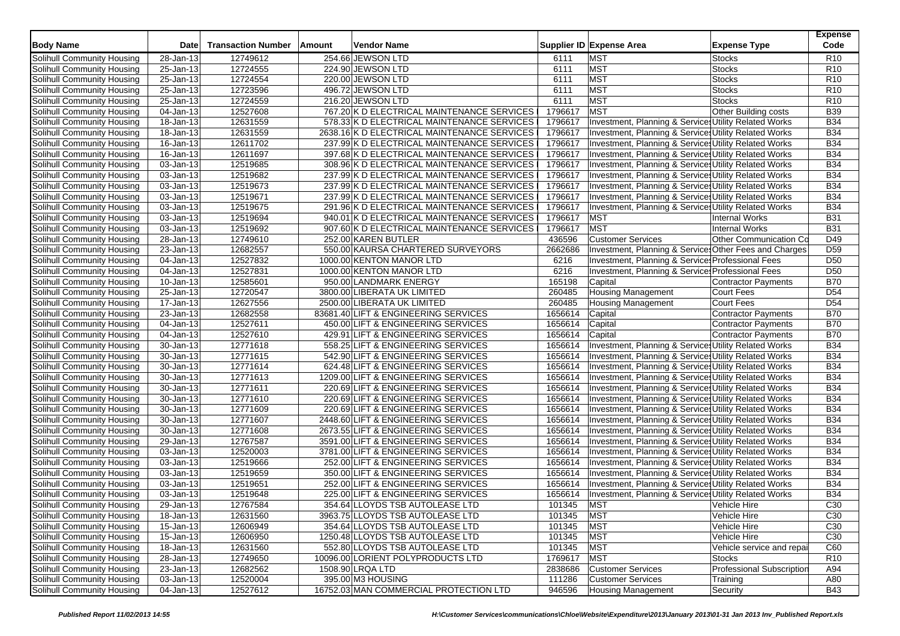| Body Name | Date | Transaction Number | Amount | Vendor Name | Supplier ID | Expense Area | Expense Type | Expense Code |
|---|---|---|---|---|---|---|---|---|
| Solihull Community Housing | 28-Jan-13 | 12749612 | 254.66 | JEWSON LTD | 6111 | MST | Stocks | R10 |
| Solihull Community Housing | 25-Jan-13 | 12724555 | 224.90 | JEWSON LTD | 6111 | MST | Stocks | R10 |
| Solihull Community Housing | 25-Jan-13 | 12724554 | 220.00 | JEWSON LTD | 6111 | MST | Stocks | R10 |
| Solihull Community Housing | 25-Jan-13 | 12723596 | 496.72 | JEWSON LTD | 6111 | MST | Stocks | R10 |
| Solihull Community Housing | 25-Jan-13 | 12724559 | 216.20 | JEWSON LTD | 6111 | MST | Stocks | R10 |
| Solihull Community Housing | 04-Jan-13 | 12527608 | 767.20 | K D ELECTRICAL MAINTENANCE SERVICES | 1796617 | MST | Other Building costs | B39 |
| Solihull Community Housing | 18-Jan-13 | 12631559 | 578.33 | K D ELECTRICAL MAINTENANCE SERVICES | 1796617 | Investment, Planning & Services | Utility Related Works | B34 |
| Solihull Community Housing | 18-Jan-13 | 12631559 | 2638.16 | K D ELECTRICAL MAINTENANCE SERVICES | 1796617 | Investment, Planning & Services | Utility Related Works | B34 |
| Solihull Community Housing | 16-Jan-13 | 12611702 | 237.99 | K D ELECTRICAL MAINTENANCE SERVICES | 1796617 | Investment, Planning & Services | Utility Related Works | B34 |
| Solihull Community Housing | 16-Jan-13 | 12611697 | 397.68 | K D ELECTRICAL MAINTENANCE SERVICES | 1796617 | Investment, Planning & Services | Utility Related Works | B34 |
| Solihull Community Housing | 03-Jan-13 | 12519685 | 308.96 | K D ELECTRICAL MAINTENANCE SERVICES | 1796617 | Investment, Planning & Services | Utility Related Works | B34 |
| Solihull Community Housing | 03-Jan-13 | 12519682 | 237.99 | K D ELECTRICAL MAINTENANCE SERVICES | 1796617 | Investment, Planning & Services | Utility Related Works | B34 |
| Solihull Community Housing | 03-Jan-13 | 12519673 | 237.99 | K D ELECTRICAL MAINTENANCE SERVICES | 1796617 | Investment, Planning & Services | Utility Related Works | B34 |
| Solihull Community Housing | 03-Jan-13 | 12519671 | 237.99 | K D ELECTRICAL MAINTENANCE SERVICES | 1796617 | Investment, Planning & Services | Utility Related Works | B34 |
| Solihull Community Housing | 03-Jan-13 | 12519675 | 291.96 | K D ELECTRICAL MAINTENANCE SERVICES | 1796617 | Investment, Planning & Services | Utility Related Works | B34 |
| Solihull Community Housing | 03-Jan-13 | 12519694 | 940.01 | K D ELECTRICAL MAINTENANCE SERVICES | 1796617 | MST | Internal Works | B31 |
| Solihull Community Housing | 03-Jan-13 | 12519692 | 907.60 | K D ELECTRICAL MAINTENANCE SERVICES | 1796617 | MST | Internal Works | B31 |
| Solihull Community Housing | 28-Jan-13 | 12749610 | 252.00 | KAREN BUTLER | 436596 | Customer Services | Other Communication Co | D49 |
| Solihull Community Housing | 23-Jan-13 | 12682557 | 550.00 | KAURSA CHARTERED SURVEYORS | 2662686 | Investment, Planning & Services | Other Fees and Charges | D59 |
| Solihull Community Housing | 04-Jan-13 | 12527832 | 1000.00 | KENTON MANOR LTD | 6216 | Investment, Planning & Services | Professional Fees | D50 |
| Solihull Community Housing | 04-Jan-13 | 12527831 | 1000.00 | KENTON MANOR LTD | 6216 | Investment, Planning & Services | Professional Fees | D50 |
| Solihull Community Housing | 10-Jan-13 | 12585601 | 950.00 | LANDMARK ENERGY | 165198 | Capital | Contractor Payments | B70 |
| Solihull Community Housing | 25-Jan-13 | 12720547 | 3800.00 | LIBERATA UK LIMITED | 260485 | Housing Management | Court Fees | D54 |
| Solihull Community Housing | 17-Jan-13 | 12627556 | 2500.00 | LIBERATA UK LIMITED | 260485 | Housing Management | Court Fees | D54 |
| Solihull Community Housing | 23-Jan-13 | 12682558 | 83681.40 | LIFT & ENGINEERING SERVICES | 1656614 | Capital | Contractor Payments | B70 |
| Solihull Community Housing | 04-Jan-13 | 12527611 | 450.00 | LIFT & ENGINEERING SERVICES | 1656614 | Capital | Contractor Payments | B70 |
| Solihull Community Housing | 04-Jan-13 | 12527610 | 429.91 | LIFT & ENGINEERING SERVICES | 1656614 | Capital | Contractor Payments | B70 |
| Solihull Community Housing | 30-Jan-13 | 12771618 | 558.25 | LIFT & ENGINEERING SERVICES | 1656614 | Investment, Planning & Services | Utility Related Works | B34 |
| Solihull Community Housing | 30-Jan-13 | 12771615 | 542.90 | LIFT & ENGINEERING SERVICES | 1656614 | Investment, Planning & Services | Utility Related Works | B34 |
| Solihull Community Housing | 30-Jan-13 | 12771614 | 624.48 | LIFT & ENGINEERING SERVICES | 1656614 | Investment, Planning & Services | Utility Related Works | B34 |
| Solihull Community Housing | 30-Jan-13 | 12771613 | 1209.00 | LIFT & ENGINEERING SERVICES | 1656614 | Investment, Planning & Services | Utility Related Works | B34 |
| Solihull Community Housing | 30-Jan-13 | 12771611 | 220.69 | LIFT & ENGINEERING SERVICES | 1656614 | Investment, Planning & Services | Utility Related Works | B34 |
| Solihull Community Housing | 30-Jan-13 | 12771610 | 220.69 | LIFT & ENGINEERING SERVICES | 1656614 | Investment, Planning & Services | Utility Related Works | B34 |
| Solihull Community Housing | 30-Jan-13 | 12771609 | 220.69 | LIFT & ENGINEERING SERVICES | 1656614 | Investment, Planning & Services | Utility Related Works | B34 |
| Solihull Community Housing | 30-Jan-13 | 12771607 | 2448.60 | LIFT & ENGINEERING SERVICES | 1656614 | Investment, Planning & Services | Utility Related Works | B34 |
| Solihull Community Housing | 30-Jan-13 | 12771608 | 2673.55 | LIFT & ENGINEERING SERVICES | 1656614 | Investment, Planning & Services | Utility Related Works | B34 |
| Solihull Community Housing | 29-Jan-13 | 12767587 | 3591.00 | LIFT & ENGINEERING SERVICES | 1656614 | Investment, Planning & Services | Utility Related Works | B34 |
| Solihull Community Housing | 03-Jan-13 | 12520003 | 3781.00 | LIFT & ENGINEERING SERVICES | 1656614 | Investment, Planning & Services | Utility Related Works | B34 |
| Solihull Community Housing | 03-Jan-13 | 12519666 | 252.00 | LIFT & ENGINEERING SERVICES | 1656614 | Investment, Planning & Services | Utility Related Works | B34 |
| Solihull Community Housing | 03-Jan-13 | 12519659 | 350.00 | LIFT & ENGINEERING SERVICES | 1656614 | Investment, Planning & Services | Utility Related Works | B34 |
| Solihull Community Housing | 03-Jan-13 | 12519651 | 252.00 | LIFT & ENGINEERING SERVICES | 1656614 | Investment, Planning & Services | Utility Related Works | B34 |
| Solihull Community Housing | 03-Jan-13 | 12519648 | 225.00 | LIFT & ENGINEERING SERVICES | 1656614 | Investment, Planning & Services | Utility Related Works | B34 |
| Solihull Community Housing | 29-Jan-13 | 12767584 | 354.64 | LLOYDS TSB AUTOLEASE LTD | 101345 | MST | Vehicle Hire | C30 |
| Solihull Community Housing | 18-Jan-13 | 12631560 | 3963.75 | LLOYDS TSB AUTOLEASE LTD | 101345 | MST | Vehicle Hire | C30 |
| Solihull Community Housing | 15-Jan-13 | 12606949 | 354.64 | LLOYDS TSB AUTOLEASE LTD | 101345 | MST | Vehicle Hire | C30 |
| Solihull Community Housing | 15-Jan-13 | 12606950 | 1250.48 | LLOYDS TSB AUTOLEASE LTD | 101345 | MST | Vehicle Hire | C30 |
| Solihull Community Housing | 18-Jan-13 | 12631560 | 552.80 | LLOYDS TSB AUTOLEASE LTD | 101345 | MST | Vehicle service and repai | C60 |
| Solihull Community Housing | 28-Jan-13 | 12749650 | 10096.00 | LORIENT POLYPRODUCTS LTD | 1769617 | MST | Stocks | R10 |
| Solihull Community Housing | 23-Jan-13 | 12682562 | 1508.90 | LRQA LTD | 2838686 | Customer Services | Professional Subscription | A94 |
| Solihull Community Housing | 03-Jan-13 | 12520004 | 395.00 | M3 HOUSING | 111286 | Customer Services | Training | A80 |
| Solihull Community Housing | 04-Jan-13 | 12527612 | 16752.03 | MAN COMMERCIAL PROTECTION LTD | 946596 | Housing Management | Security | B43 |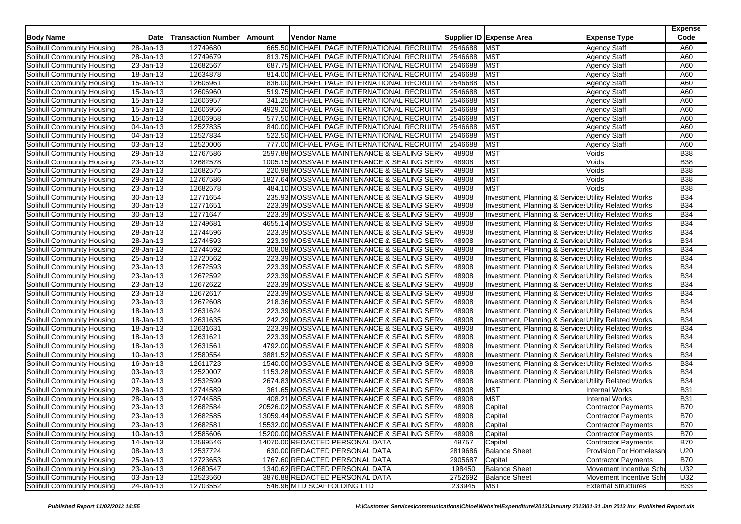| Body Name | Date | Transaction Number | Amount | Vendor Name | Supplier ID | Expense Area | Expense Type | Expense Code |
|---|---|---|---|---|---|---|---|---|
| Solihull Community Housing | 28-Jan-13 | 12749680 | 665.50 | MICHAEL PAGE INTERNATIONAL RECRUITM | 2546688 | MST | Agency Staff | A60 |
| Solihull Community Housing | 28-Jan-13 | 12749679 | 813.75 | MICHAEL PAGE INTERNATIONAL RECRUITM | 2546688 | MST | Agency Staff | A60 |
| Solihull Community Housing | 23-Jan-13 | 12682567 | 687.75 | MICHAEL PAGE INTERNATIONAL RECRUITM | 2546688 | MST | Agency Staff | A60 |
| Solihull Community Housing | 18-Jan-13 | 12634878 | 814.00 | MICHAEL PAGE INTERNATIONAL RECRUITM | 2546688 | MST | Agency Staff | A60 |
| Solihull Community Housing | 15-Jan-13 | 12606961 | 836.00 | MICHAEL PAGE INTERNATIONAL RECRUITM | 2546688 | MST | Agency Staff | A60 |
| Solihull Community Housing | 15-Jan-13 | 12606960 | 519.75 | MICHAEL PAGE INTERNATIONAL RECRUITM | 2546688 | MST | Agency Staff | A60 |
| Solihull Community Housing | 15-Jan-13 | 12606957 | 341.25 | MICHAEL PAGE INTERNATIONAL RECRUITM | 2546688 | MST | Agency Staff | A60 |
| Solihull Community Housing | 15-Jan-13 | 12606956 | 4929.20 | MICHAEL PAGE INTERNATIONAL RECRUITM | 2546688 | MST | Agency Staff | A60 |
| Solihull Community Housing | 15-Jan-13 | 12606958 | 577.50 | MICHAEL PAGE INTERNATIONAL RECRUITM | 2546688 | MST | Agency Staff | A60 |
| Solihull Community Housing | 04-Jan-13 | 12527835 | 840.00 | MICHAEL PAGE INTERNATIONAL RECRUITM | 2546688 | MST | Agency Staff | A60 |
| Solihull Community Housing | 04-Jan-13 | 12527834 | 522.50 | MICHAEL PAGE INTERNATIONAL RECRUITM | 2546688 | MST | Agency Staff | A60 |
| Solihull Community Housing | 03-Jan-13 | 12520006 | 777.00 | MICHAEL PAGE INTERNATIONAL RECRUITM | 2546688 | MST | Agency Staff | A60 |
| Solihull Community Housing | 29-Jan-13 | 12767586 | 2597.88 | MOSSVALE MAINTENANCE & SEALING SERV | 48908 | MST | Voids | B38 |
| Solihull Community Housing | 23-Jan-13 | 12682578 | 1005.15 | MOSSVALE MAINTENANCE & SEALING SERV | 48908 | MST | Voids | B38 |
| Solihull Community Housing | 23-Jan-13 | 12682575 | 220.98 | MOSSVALE MAINTENANCE & SEALING SERV | 48908 | MST | Voids | B38 |
| Solihull Community Housing | 29-Jan-13 | 12767586 | 1827.64 | MOSSVALE MAINTENANCE & SEALING SERV | 48908 | MST | Voids | B38 |
| Solihull Community Housing | 23-Jan-13 | 12682578 | 484.10 | MOSSVALE MAINTENANCE & SEALING SERV | 48908 | MST | Voids | B38 |
| Solihull Community Housing | 30-Jan-13 | 12771654 | 235.93 | MOSSVALE MAINTENANCE & SEALING SERV | 48908 | Investment, Planning & Services | Utility Related Works | B34 |
| Solihull Community Housing | 30-Jan-13 | 12771651 | 223.39 | MOSSVALE MAINTENANCE & SEALING SERV | 48908 | Investment, Planning & Services | Utility Related Works | B34 |
| Solihull Community Housing | 30-Jan-13 | 12771647 | 223.39 | MOSSVALE MAINTENANCE & SEALING SERV | 48908 | Investment, Planning & Services | Utility Related Works | B34 |
| Solihull Community Housing | 28-Jan-13 | 12749681 | 4655.14 | MOSSVALE MAINTENANCE & SEALING SERV | 48908 | Investment, Planning & Services | Utility Related Works | B34 |
| Solihull Community Housing | 28-Jan-13 | 12744596 | 223.39 | MOSSVALE MAINTENANCE & SEALING SERV | 48908 | Investment, Planning & Services | Utility Related Works | B34 |
| Solihull Community Housing | 28-Jan-13 | 12744593 | 223.39 | MOSSVALE MAINTENANCE & SEALING SERV | 48908 | Investment, Planning & Services | Utility Related Works | B34 |
| Solihull Community Housing | 28-Jan-13 | 12744592 | 308.08 | MOSSVALE MAINTENANCE & SEALING SERV | 48908 | Investment, Planning & Services | Utility Related Works | B34 |
| Solihull Community Housing | 25-Jan-13 | 12720562 | 223.39 | MOSSVALE MAINTENANCE & SEALING SERV | 48908 | Investment, Planning & Services | Utility Related Works | B34 |
| Solihull Community Housing | 23-Jan-13 | 12672593 | 223.39 | MOSSVALE MAINTENANCE & SEALING SERV | 48908 | Investment, Planning & Services | Utility Related Works | B34 |
| Solihull Community Housing | 23-Jan-13 | 12672592 | 223.39 | MOSSVALE MAINTENANCE & SEALING SERV | 48908 | Investment, Planning & Services | Utility Related Works | B34 |
| Solihull Community Housing | 23-Jan-13 | 12672622 | 223.39 | MOSSVALE MAINTENANCE & SEALING SERV | 48908 | Investment, Planning & Services | Utility Related Works | B34 |
| Solihull Community Housing | 23-Jan-13 | 12672617 | 223.39 | MOSSVALE MAINTENANCE & SEALING SERV | 48908 | Investment, Planning & Services | Utility Related Works | B34 |
| Solihull Community Housing | 23-Jan-13 | 12672608 | 218.36 | MOSSVALE MAINTENANCE & SEALING SERV | 48908 | Investment, Planning & Services | Utility Related Works | B34 |
| Solihull Community Housing | 18-Jan-13 | 12631624 | 223.39 | MOSSVALE MAINTENANCE & SEALING SERV | 48908 | Investment, Planning & Services | Utility Related Works | B34 |
| Solihull Community Housing | 18-Jan-13 | 12631635 | 242.29 | MOSSVALE MAINTENANCE & SEALING SERV | 48908 | Investment, Planning & Services | Utility Related Works | B34 |
| Solihull Community Housing | 18-Jan-13 | 12631631 | 223.39 | MOSSVALE MAINTENANCE & SEALING SERV | 48908 | Investment, Planning & Services | Utility Related Works | B34 |
| Solihull Community Housing | 18-Jan-13 | 12631621 | 223.39 | MOSSVALE MAINTENANCE & SEALING SERV | 48908 | Investment, Planning & Services | Utility Related Works | B34 |
| Solihull Community Housing | 18-Jan-13 | 12631561 | 4792.00 | MOSSVALE MAINTENANCE & SEALING SERV | 48908 | Investment, Planning & Services | Utility Related Works | B34 |
| Solihull Community Housing | 10-Jan-13 | 12580554 | 3881.52 | MOSSVALE MAINTENANCE & SEALING SERV | 48908 | Investment, Planning & Services | Utility Related Works | B34 |
| Solihull Community Housing | 16-Jan-13 | 12611723 | 1540.00 | MOSSVALE MAINTENANCE & SEALING SERV | 48908 | Investment, Planning & Services | Utility Related Works | B34 |
| Solihull Community Housing | 03-Jan-13 | 12520007 | 1153.28 | MOSSVALE MAINTENANCE & SEALING SERV | 48908 | Investment, Planning & Services | Utility Related Works | B34 |
| Solihull Community Housing | 07-Jan-13 | 12532599 | 2674.83 | MOSSVALE MAINTENANCE & SEALING SERV | 48908 | Investment, Planning & Services | Utility Related Works | B34 |
| Solihull Community Housing | 28-Jan-13 | 12744589 | 361.65 | MOSSVALE MAINTENANCE & SEALING SERV | 48908 | MST | Internal Works | B31 |
| Solihull Community Housing | 28-Jan-13 | 12744585 | 408.21 | MOSSVALE MAINTENANCE & SEALING SERV | 48908 | MST | Internal Works | B31 |
| Solihull Community Housing | 23-Jan-13 | 12682584 | 20526.02 | MOSSVALE MAINTENANCE & SEALING SERV | 48908 | Capital | Contractor Payments | B70 |
| Solihull Community Housing | 23-Jan-13 | 12682585 | 13059.44 | MOSSVALE MAINTENANCE & SEALING SERV | 48908 | Capital | Contractor Payments | B70 |
| Solihull Community Housing | 23-Jan-13 | 12682581 | 15532.00 | MOSSVALE MAINTENANCE & SEALING SERV | 48908 | Capital | Contractor Payments | B70 |
| Solihull Community Housing | 10-Jan-13 | 12585606 | 15200.00 | MOSSVALE MAINTENANCE & SEALING SERV | 48908 | Capital | Contractor Payments | B70 |
| Solihull Community Housing | 14-Jan-13 | 12599546 | 14070.00 | REDACTED PERSONAL DATA | 49757 | Capital | Contractor Payments | B70 |
| Solihull Community Housing | 08-Jan-13 | 12537724 | 630.00 | REDACTED PERSONAL DATA | 2819686 | Balance Sheet | Provision For Homelessn | U20 |
| Solihull Community Housing | 25-Jan-13 | 12723653 | 1767.60 | REDACTED PERSONAL DATA | 2905687 | Capital | Contractor Payments | B70 |
| Solihull Community Housing | 23-Jan-13 | 12680547 | 1340.62 | REDACTED PERSONAL DATA | 198450 | Balance Sheet | Movement Incentive Sche | U32 |
| Solihull Community Housing | 03-Jan-13 | 12523560 | 3876.88 | REDACTED PERSONAL DATA | 2752692 | Balance Sheet | Movement Incentive Sche | U32 |
| Solihull Community Housing | 24-Jan-13 | 12703552 | 546.96 | MTD SCAFFOLDING LTD | 233945 | MST | External Structures | B33 |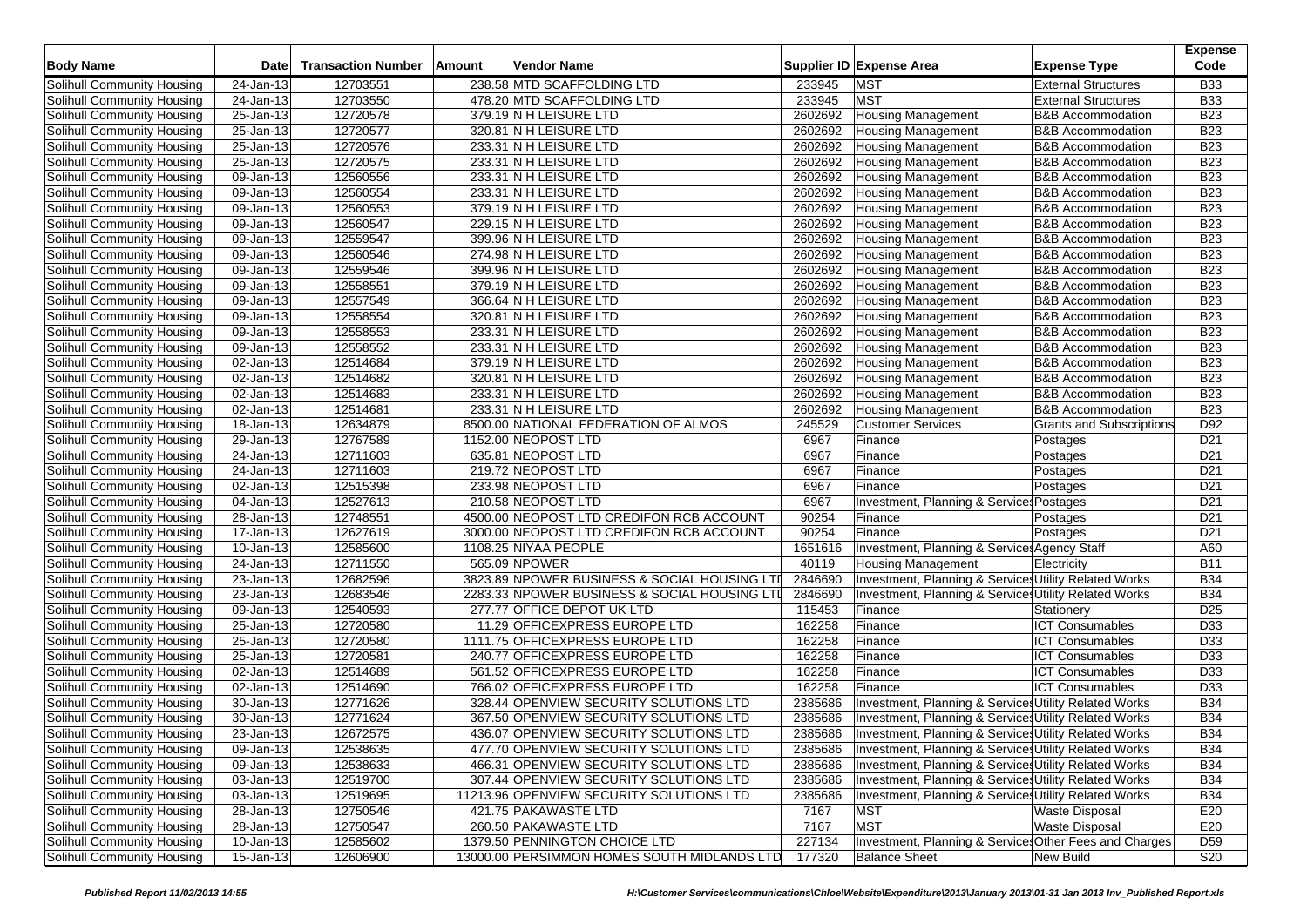| Body Name | Date | Transaction Number | Amount | Vendor Name | Supplier ID | Expense Area | Expense Type | Expense Code |
|---|---|---|---|---|---|---|---|---|
| Solihull Community Housing | 24-Jan-13 | 12703551 | 238.58 | MTD SCAFFOLDING LTD | 233945 | MST | External Structures | B33 |
| Solihull Community Housing | 24-Jan-13 | 12703550 | 478.20 | MTD SCAFFOLDING LTD | 233945 | MST | External Structures | B33 |
| Solihull Community Housing | 25-Jan-13 | 12720578 | 379.19 | N H LEISURE LTD | 2602692 | Housing Management | B&B Accommodation | B23 |
| Solihull Community Housing | 25-Jan-13 | 12720577 | 320.81 | N H LEISURE LTD | 2602692 | Housing Management | B&B Accommodation | B23 |
| Solihull Community Housing | 25-Jan-13 | 12720576 | 233.31 | N H LEISURE LTD | 2602692 | Housing Management | B&B Accommodation | B23 |
| Solihull Community Housing | 25-Jan-13 | 12720575 | 233.31 | N H LEISURE LTD | 2602692 | Housing Management | B&B Accommodation | B23 |
| Solihull Community Housing | 09-Jan-13 | 12560556 | 233.31 | N H LEISURE LTD | 2602692 | Housing Management | B&B Accommodation | B23 |
| Solihull Community Housing | 09-Jan-13 | 12560554 | 233.31 | N H LEISURE LTD | 2602692 | Housing Management | B&B Accommodation | B23 |
| Solihull Community Housing | 09-Jan-13 | 12560553 | 379.19 | N H LEISURE LTD | 2602692 | Housing Management | B&B Accommodation | B23 |
| Solihull Community Housing | 09-Jan-13 | 12560547 | 229.15 | N H LEISURE LTD | 2602692 | Housing Management | B&B Accommodation | B23 |
| Solihull Community Housing | 09-Jan-13 | 12559547 | 399.96 | N H LEISURE LTD | 2602692 | Housing Management | B&B Accommodation | B23 |
| Solihull Community Housing | 09-Jan-13 | 12560546 | 274.98 | N H LEISURE LTD | 2602692 | Housing Management | B&B Accommodation | B23 |
| Solihull Community Housing | 09-Jan-13 | 12559546 | 399.96 | N H LEISURE LTD | 2602692 | Housing Management | B&B Accommodation | B23 |
| Solihull Community Housing | 09-Jan-13 | 12558551 | 379.19 | N H LEISURE LTD | 2602692 | Housing Management | B&B Accommodation | B23 |
| Solihull Community Housing | 09-Jan-13 | 12557549 | 366.64 | N H LEISURE LTD | 2602692 | Housing Management | B&B Accommodation | B23 |
| Solihull Community Housing | 09-Jan-13 | 12558554 | 320.81 | N H LEISURE LTD | 2602692 | Housing Management | B&B Accommodation | B23 |
| Solihull Community Housing | 09-Jan-13 | 12558553 | 233.31 | N H LEISURE LTD | 2602692 | Housing Management | B&B Accommodation | B23 |
| Solihull Community Housing | 09-Jan-13 | 12558552 | 233.31 | N H LEISURE LTD | 2602692 | Housing Management | B&B Accommodation | B23 |
| Solihull Community Housing | 02-Jan-13 | 12514684 | 379.19 | N H LEISURE LTD | 2602692 | Housing Management | B&B Accommodation | B23 |
| Solihull Community Housing | 02-Jan-13 | 12514682 | 320.81 | N H LEISURE LTD | 2602692 | Housing Management | B&B Accommodation | B23 |
| Solihull Community Housing | 02-Jan-13 | 12514683 | 233.31 | N H LEISURE LTD | 2602692 | Housing Management | B&B Accommodation | B23 |
| Solihull Community Housing | 02-Jan-13 | 12514681 | 233.31 | N H LEISURE LTD | 2602692 | Housing Management | B&B Accommodation | B23 |
| Solihull Community Housing | 18-Jan-13 | 12634879 | 8500.00 | NATIONAL FEDERATION OF ALMOS | 245529 | Customer Services | Grants and Subscriptions | D92 |
| Solihull Community Housing | 29-Jan-13 | 12767589 | 1152.00 | NEOPOST LTD | 6967 | Finance | Postages | D21 |
| Solihull Community Housing | 24-Jan-13 | 12711603 | 635.81 | NEOPOST LTD | 6967 | Finance | Postages | D21 |
| Solihull Community Housing | 24-Jan-13 | 12711603 | 219.72 | NEOPOST LTD | 6967 | Finance | Postages | D21 |
| Solihull Community Housing | 02-Jan-13 | 12515398 | 233.98 | NEOPOST LTD | 6967 | Finance | Postages | D21 |
| Solihull Community Housing | 04-Jan-13 | 12527613 | 210.58 | NEOPOST LTD | 6967 | Investment, Planning & Services | Postages | D21 |
| Solihull Community Housing | 28-Jan-13 | 12748551 | 4500.00 | NEOPOST LTD CREDIFON RCB ACCOUNT | 90254 | Finance | Postages | D21 |
| Solihull Community Housing | 17-Jan-13 | 12627619 | 3000.00 | NEOPOST LTD CREDIFON RCB ACCOUNT | 90254 | Finance | Postages | D21 |
| Solihull Community Housing | 10-Jan-13 | 12585600 | 1108.25 | NIYAA PEOPLE | 1651616 | Investment, Planning & Services | Agency Staff | A60 |
| Solihull Community Housing | 24-Jan-13 | 12711550 | 565.09 | NPOWER | 40119 | Housing Management | Electricity | B11 |
| Solihull Community Housing | 23-Jan-13 | 12682596 | 3823.89 | NPOWER BUSINESS & SOCIAL HOUSING LTD | 2846690 | Investment, Planning & Services | Utility Related Works | B34 |
| Solihull Community Housing | 23-Jan-13 | 12683546 | 2283.33 | NPOWER BUSINESS & SOCIAL HOUSING LTD | 2846690 | Investment, Planning & Services | Utility Related Works | B34 |
| Solihull Community Housing | 09-Jan-13 | 12540593 | 277.77 | OFFICE DEPOT UK LTD | 115453 | Finance | Stationery | D25 |
| Solihull Community Housing | 25-Jan-13 | 12720580 | 11.29 | OFFICEXPRESS EUROPE LTD | 162258 | Finance | ICT Consumables | D33 |
| Solihull Community Housing | 25-Jan-13 | 12720580 | 1111.75 | OFFICEXPRESS EUROPE LTD | 162258 | Finance | ICT Consumables | D33 |
| Solihull Community Housing | 25-Jan-13 | 12720581 | 240.77 | OFFICEXPRESS EUROPE LTD | 162258 | Finance | ICT Consumables | D33 |
| Solihull Community Housing | 02-Jan-13 | 12514689 | 561.52 | OFFICEXPRESS EUROPE LTD | 162258 | Finance | ICT Consumables | D33 |
| Solihull Community Housing | 02-Jan-13 | 12514690 | 766.02 | OFFICEXPRESS EUROPE LTD | 162258 | Finance | ICT Consumables | D33 |
| Solihull Community Housing | 30-Jan-13 | 12771626 | 328.44 | OPENVIEW SECURITY SOLUTIONS LTD | 2385686 | Investment, Planning & Services | Utility Related Works | B34 |
| Solihull Community Housing | 30-Jan-13 | 12771624 | 367.50 | OPENVIEW SECURITY SOLUTIONS LTD | 2385686 | Investment, Planning & Services | Utility Related Works | B34 |
| Solihull Community Housing | 23-Jan-13 | 12672575 | 436.07 | OPENVIEW SECURITY SOLUTIONS LTD | 2385686 | Investment, Planning & Services | Utility Related Works | B34 |
| Solihull Community Housing | 09-Jan-13 | 12538635 | 477.70 | OPENVIEW SECURITY SOLUTIONS LTD | 2385686 | Investment, Planning & Services | Utility Related Works | B34 |
| Solihull Community Housing | 09-Jan-13 | 12538633 | 466.31 | OPENVIEW SECURITY SOLUTIONS LTD | 2385686 | Investment, Planning & Services | Utility Related Works | B34 |
| Solihull Community Housing | 03-Jan-13 | 12519700 | 307.44 | OPENVIEW SECURITY SOLUTIONS LTD | 2385686 | Investment, Planning & Services | Utility Related Works | B34 |
| Solihull Community Housing | 03-Jan-13 | 12519695 | 11213.96 | OPENVIEW SECURITY SOLUTIONS LTD | 2385686 | Investment, Planning & Services | Utility Related Works | B34 |
| Solihull Community Housing | 28-Jan-13 | 12750546 | 421.75 | PAKAWASTE LTD | 7167 | MST | Waste Disposal | E20 |
| Solihull Community Housing | 28-Jan-13 | 12750547 | 260.50 | PAKAWASTE LTD | 7167 | MST | Waste Disposal | E20 |
| Solihull Community Housing | 10-Jan-13 | 12585602 | 1379.50 | PENNINGTON CHOICE LTD | 227134 | Investment, Planning & Services | Other Fees and Charges | D59 |
| Solihull Community Housing | 15-Jan-13 | 12606900 | 13000.00 | PERSIMMON HOMES SOUTH MIDLANDS LTD | 177320 | Balance Sheet | New Build | S20 |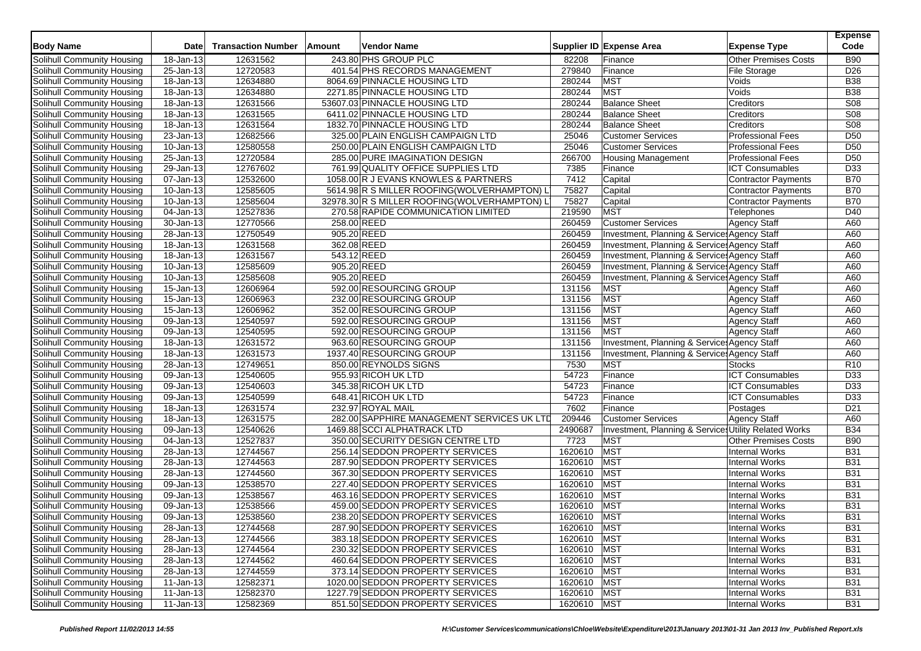| Body Name | Date | Transaction Number | Amount | Vendor Name | Supplier ID | Expense Area | Expense Type | Expense Code |
|---|---|---|---|---|---|---|---|---|
| Solihull Community Housing | 18-Jan-13 | 12631562 | 243.80 | PHS GROUP PLC | 82208 | Finance | Other Premises Costs | B90 |
| Solihull Community Housing | 25-Jan-13 | 12720583 | 401.54 | PHS RECORDS MANAGEMENT | 279840 | Finance | File Storage | D26 |
| Solihull Community Housing | 18-Jan-13 | 12634880 | 8064.69 | PINNACLE HOUSING LTD | 280244 | MST | Voids | B38 |
| Solihull Community Housing | 18-Jan-13 | 12634880 | 2271.85 | PINNACLE HOUSING LTD | 280244 | MST | Voids | B38 |
| Solihull Community Housing | 18-Jan-13 | 12631566 | 53607.03 | PINNACLE HOUSING LTD | 280244 | Balance Sheet | Creditors | S08 |
| Solihull Community Housing | 18-Jan-13 | 12631565 | 6411.02 | PINNACLE HOUSING LTD | 280244 | Balance Sheet | Creditors | S08 |
| Solihull Community Housing | 18-Jan-13 | 12631564 | 1832.70 | PINNACLE HOUSING LTD | 280244 | Balance Sheet | Creditors | S08 |
| Solihull Community Housing | 23-Jan-13 | 12682566 | 325.00 | PLAIN ENGLISH CAMPAIGN LTD | 25046 | Customer Services | Professional Fees | D50 |
| Solihull Community Housing | 10-Jan-13 | 12580558 | 250.00 | PLAIN ENGLISH CAMPAIGN LTD | 25046 | Customer Services | Professional Fees | D50 |
| Solihull Community Housing | 25-Jan-13 | 12720584 | 285.00 | PURE IMAGINATION DESIGN | 266700 | Housing Management | Professional Fees | D50 |
| Solihull Community Housing | 29-Jan-13 | 12767602 | 761.99 | QUALITY OFFICE SUPPLIES LTD | 7385 | Finance | ICT Consumables | D33 |
| Solihull Community Housing | 07-Jan-13 | 12532600 | 1058.00 | R J EVANS KNOWLES & PARTNERS | 7412 | Capital | Contractor Payments | B70 |
| Solihull Community Housing | 10-Jan-13 | 12585605 | 5614.98 | R S MILLER ROOFING(WOLVERHAMPTON) L | 75827 | Capital | Contractor Payments | B70 |
| Solihull Community Housing | 10-Jan-13 | 12585604 | 32978.30 | R S MILLER ROOFING(WOLVERHAMPTON) L | 75827 | Capital | Contractor Payments | B70 |
| Solihull Community Housing | 04-Jan-13 | 12527836 | 270.58 | RAPIDE COMMUNICATION LIMITED | 219590 | MST | Telephones | D40 |
| Solihull Community Housing | 30-Jan-13 | 12770566 | 258.00 | REED | 260459 | Customer Services | Agency Staff | A60 |
| Solihull Community Housing | 28-Jan-13 | 12750549 | 905.20 | REED | 260459 | Investment, Planning & Services | Agency Staff | A60 |
| Solihull Community Housing | 18-Jan-13 | 12631568 | 362.08 | REED | 260459 | Investment, Planning & Services | Agency Staff | A60 |
| Solihull Community Housing | 18-Jan-13 | 12631567 | 543.12 | REED | 260459 | Investment, Planning & Services | Agency Staff | A60 |
| Solihull Community Housing | 10-Jan-13 | 12585609 | 905.20 | REED | 260459 | Investment, Planning & Services | Agency Staff | A60 |
| Solihull Community Housing | 10-Jan-13 | 12585608 | 905.20 | REED | 260459 | Investment, Planning & Services | Agency Staff | A60 |
| Solihull Community Housing | 15-Jan-13 | 12606964 | 592.00 | RESOURCING GROUP | 131156 | MST | Agency Staff | A60 |
| Solihull Community Housing | 15-Jan-13 | 12606963 | 232.00 | RESOURCING GROUP | 131156 | MST | Agency Staff | A60 |
| Solihull Community Housing | 15-Jan-13 | 12606962 | 352.00 | RESOURCING GROUP | 131156 | MST | Agency Staff | A60 |
| Solihull Community Housing | 09-Jan-13 | 12540597 | 592.00 | RESOURCING GROUP | 131156 | MST | Agency Staff | A60 |
| Solihull Community Housing | 09-Jan-13 | 12540595 | 592.00 | RESOURCING GROUP | 131156 | MST | Agency Staff | A60 |
| Solihull Community Housing | 18-Jan-13 | 12631572 | 963.60 | RESOURCING GROUP | 131156 | Investment, Planning & Services | Agency Staff | A60 |
| Solihull Community Housing | 18-Jan-13 | 12631573 | 1937.40 | RESOURCING GROUP | 131156 | Investment, Planning & Services | Agency Staff | A60 |
| Solihull Community Housing | 28-Jan-13 | 12749651 | 850.00 | REYNOLDS SIGNS | 7530 | MST | Stocks | R10 |
| Solihull Community Housing | 09-Jan-13 | 12540605 | 955.93 | RICOH UK LTD | 54723 | Finance | ICT Consumables | D33 |
| Solihull Community Housing | 09-Jan-13 | 12540603 | 345.38 | RICOH UK LTD | 54723 | Finance | ICT Consumables | D33 |
| Solihull Community Housing | 09-Jan-13 | 12540599 | 648.41 | RICOH UK LTD | 54723 | Finance | ICT Consumables | D33 |
| Solihull Community Housing | 18-Jan-13 | 12631574 | 232.97 | ROYAL MAIL | 7602 | Finance | Postages | D21 |
| Solihull Community Housing | 18-Jan-13 | 12631575 | 282.00 | SAPPHIRE MANAGEMENT SERVICES UK LTD | 209446 | Customer Services | Agency Staff | A60 |
| Solihull Community Housing | 09-Jan-13 | 12540626 | 1469.88 | SCCI ALPHATRACK LTD | 2490687 | Investment, Planning & Services | Utility Related Works | B34 |
| Solihull Community Housing | 04-Jan-13 | 12527837 | 350.00 | SECURITY DESIGN CENTRE LTD | 7723 | MST | Other Premises Costs | B90 |
| Solihull Community Housing | 28-Jan-13 | 12744567 | 256.14 | SEDDON PROPERTY SERVICES | 1620610 | MST | Internal Works | B31 |
| Solihull Community Housing | 28-Jan-13 | 12744563 | 287.90 | SEDDON PROPERTY SERVICES | 1620610 | MST | Internal Works | B31 |
| Solihull Community Housing | 28-Jan-13 | 12744560 | 367.30 | SEDDON PROPERTY SERVICES | 1620610 | MST | Internal Works | B31 |
| Solihull Community Housing | 09-Jan-13 | 12538570 | 227.40 | SEDDON PROPERTY SERVICES | 1620610 | MST | Internal Works | B31 |
| Solihull Community Housing | 09-Jan-13 | 12538567 | 463.16 | SEDDON PROPERTY SERVICES | 1620610 | MST | Internal Works | B31 |
| Solihull Community Housing | 09-Jan-13 | 12538566 | 459.00 | SEDDON PROPERTY SERVICES | 1620610 | MST | Internal Works | B31 |
| Solihull Community Housing | 09-Jan-13 | 12538560 | 238.20 | SEDDON PROPERTY SERVICES | 1620610 | MST | Internal Works | B31 |
| Solihull Community Housing | 28-Jan-13 | 12744568 | 287.90 | SEDDON PROPERTY SERVICES | 1620610 | MST | Internal Works | B31 |
| Solihull Community Housing | 28-Jan-13 | 12744566 | 383.18 | SEDDON PROPERTY SERVICES | 1620610 | MST | Internal Works | B31 |
| Solihull Community Housing | 28-Jan-13 | 12744564 | 230.32 | SEDDON PROPERTY SERVICES | 1620610 | MST | Internal Works | B31 |
| Solihull Community Housing | 28-Jan-13 | 12744562 | 460.64 | SEDDON PROPERTY SERVICES | 1620610 | MST | Internal Works | B31 |
| Solihull Community Housing | 28-Jan-13 | 12744559 | 373.14 | SEDDON PROPERTY SERVICES | 1620610 | MST | Internal Works | B31 |
| Solihull Community Housing | 11-Jan-13 | 12582371 | 1020.00 | SEDDON PROPERTY SERVICES | 1620610 | MST | Internal Works | B31 |
| Solihull Community Housing | 11-Jan-13 | 12582370 | 1227.79 | SEDDON PROPERTY SERVICES | 1620610 | MST | Internal Works | B31 |
| Solihull Community Housing | 11-Jan-13 | 12582369 | 851.50 | SEDDON PROPERTY SERVICES | 1620610 | MST | Internal Works | B31 |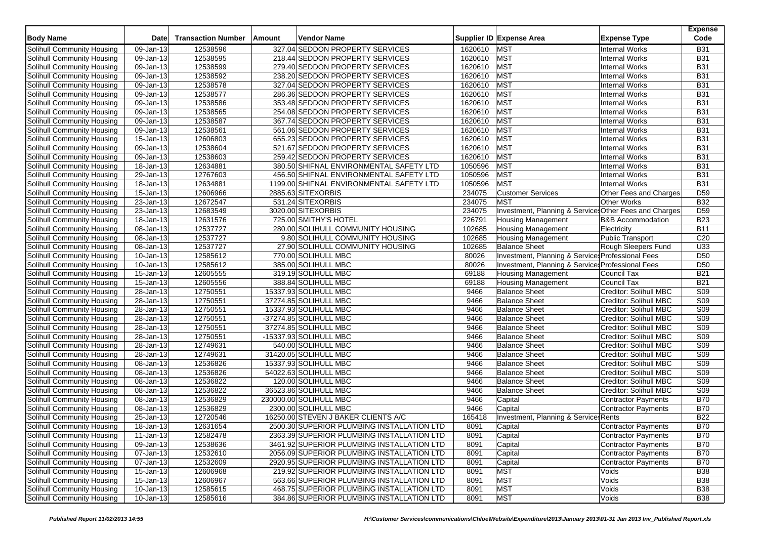| Body Name | Date | Transaction Number | Amount | Vendor Name | Supplier ID | Expense Area | Expense Type | Expense Code |
|---|---|---|---|---|---|---|---|---|
| Solihull Community Housing | 09-Jan-13 | 12538596 | 327.04 | SEDDON PROPERTY SERVICES | 1620610 | MST | Internal Works | B31 |
| Solihull Community Housing | 09-Jan-13 | 12538595 | 218.44 | SEDDON PROPERTY SERVICES | 1620610 | MST | Internal Works | B31 |
| Solihull Community Housing | 09-Jan-13 | 12538599 | 279.40 | SEDDON PROPERTY SERVICES | 1620610 | MST | Internal Works | B31 |
| Solihull Community Housing | 09-Jan-13 | 12538592 | 238.20 | SEDDON PROPERTY SERVICES | 1620610 | MST | Internal Works | B31 |
| Solihull Community Housing | 09-Jan-13 | 12538578 | 327.04 | SEDDON PROPERTY SERVICES | 1620610 | MST | Internal Works | B31 |
| Solihull Community Housing | 09-Jan-13 | 12538577 | 286.36 | SEDDON PROPERTY SERVICES | 1620610 | MST | Internal Works | B31 |
| Solihull Community Housing | 09-Jan-13 | 12538586 | 353.48 | SEDDON PROPERTY SERVICES | 1620610 | MST | Internal Works | B31 |
| Solihull Community Housing | 09-Jan-13 | 12538565 | 254.08 | SEDDON PROPERTY SERVICES | 1620610 | MST | Internal Works | B31 |
| Solihull Community Housing | 09-Jan-13 | 12538587 | 367.74 | SEDDON PROPERTY SERVICES | 1620610 | MST | Internal Works | B31 |
| Solihull Community Housing | 09-Jan-13 | 12538561 | 561.06 | SEDDON PROPERTY SERVICES | 1620610 | MST | Internal Works | B31 |
| Solihull Community Housing | 15-Jan-13 | 12606803 | 655.23 | SEDDON PROPERTY SERVICES | 1620610 | MST | Internal Works | B31 |
| Solihull Community Housing | 09-Jan-13 | 12538604 | 521.67 | SEDDON PROPERTY SERVICES | 1620610 | MST | Internal Works | B31 |
| Solihull Community Housing | 09-Jan-13 | 12538603 | 259.42 | SEDDON PROPERTY SERVICES | 1620610 | MST | Internal Works | B31 |
| Solihull Community Housing | 18-Jan-13 | 12634881 | 380.50 | SHIFNAL ENVIRONMENTAL SAFETY LTD | 1050596 | MST | Internal Works | B31 |
| Solihull Community Housing | 29-Jan-13 | 12767603 | 456.50 | SHIFNAL ENVIRONMENTAL SAFETY LTD | 1050596 | MST | Internal Works | B31 |
| Solihull Community Housing | 18-Jan-13 | 12634881 | 1199.00 | SHIFNAL ENVIRONMENTAL SAFETY LTD | 1050596 | MST | Internal Works | B31 |
| Solihull Community Housing | 15-Jan-13 | 12606966 | 2885.63 | SITEXORBIS | 234075 | Customer Services | Other Fees and Charges | D59 |
| Solihull Community Housing | 23-Jan-13 | 12672547 | 531.24 | SITEXORBIS | 234075 | MST | Other Works | B32 |
| Solihull Community Housing | 23-Jan-13 | 12683549 | 3020.00 | SITEXORBIS | 234075 | Investment, Planning & Services | Other Fees and Charges | D59 |
| Solihull Community Housing | 18-Jan-13 | 12631576 | 725.00 | SMITHY'S HOTEL | 226791 | Housing Management | B&B Accommodation | B23 |
| Solihull Community Housing | 08-Jan-13 | 12537727 | 280.00 | SOLIHULL COMMUNITY HOUSING | 102685 | Housing Management | Electricity | B11 |
| Solihull Community Housing | 08-Jan-13 | 12537727 | 9.80 | SOLIHULL COMMUNITY HOUSING | 102685 | Housing Management | Public Transport | C20 |
| Solihull Community Housing | 08-Jan-13 | 12537727 | 27.90 | SOLIHULL COMMUNITY HOUSING | 102685 | Balance Sheet | Rough Sleepers Fund | U33 |
| Solihull Community Housing | 10-Jan-13 | 12585612 | 770.00 | SOLIHULL MBC | 80026 | Investment, Planning & Services | Professional Fees | D50 |
| Solihull Community Housing | 10-Jan-13 | 12585612 | 385.00 | SOLIHULL MBC | 80026 | Investment, Planning & Services | Professional Fees | D50 |
| Solihull Community Housing | 15-Jan-13 | 12605555 | 319.19 | SOLIHULL MBC | 69188 | Housing Management | Council Tax | B21 |
| Solihull Community Housing | 15-Jan-13 | 12605556 | 388.84 | SOLIHULL MBC | 69188 | Housing Management | Council Tax | B21 |
| Solihull Community Housing | 28-Jan-13 | 12750551 | 15337.93 | SOLIHULL MBC | 9466 | Balance Sheet | Creditor: Solihull MBC | S09 |
| Solihull Community Housing | 28-Jan-13 | 12750551 | 37274.85 | SOLIHULL MBC | 9466 | Balance Sheet | Creditor: Solihull MBC | S09 |
| Solihull Community Housing | 28-Jan-13 | 12750551 | 15337.93 | SOLIHULL MBC | 9466 | Balance Sheet | Creditor: Solihull MBC | S09 |
| Solihull Community Housing | 28-Jan-13 | 12750551 | -37274.85 | SOLIHULL MBC | 9466 | Balance Sheet | Creditor: Solihull MBC | S09 |
| Solihull Community Housing | 28-Jan-13 | 12750551 | 37274.85 | SOLIHULL MBC | 9466 | Balance Sheet | Creditor: Solihull MBC | S09 |
| Solihull Community Housing | 28-Jan-13 | 12750551 | -15337.93 | SOLIHULL MBC | 9466 | Balance Sheet | Creditor: Solihull MBC | S09 |
| Solihull Community Housing | 28-Jan-13 | 12749631 | 540.00 | SOLIHULL MBC | 9466 | Balance Sheet | Creditor: Solihull MBC | S09 |
| Solihull Community Housing | 28-Jan-13 | 12749631 | 31420.05 | SOLIHULL MBC | 9466 | Balance Sheet | Creditor: Solihull MBC | S09 |
| Solihull Community Housing | 08-Jan-13 | 12536826 | 15337.93 | SOLIHULL MBC | 9466 | Balance Sheet | Creditor: Solihull MBC | S09 |
| Solihull Community Housing | 08-Jan-13 | 12536826 | 54022.63 | SOLIHULL MBC | 9466 | Balance Sheet | Creditor: Solihull MBC | S09 |
| Solihull Community Housing | 08-Jan-13 | 12536822 | 120.00 | SOLIHULL MBC | 9466 | Balance Sheet | Creditor: Solihull MBC | S09 |
| Solihull Community Housing | 08-Jan-13 | 12536822 | 36523.86 | SOLIHULL MBC | 9466 | Balance Sheet | Creditor: Solihull MBC | S09 |
| Solihull Community Housing | 08-Jan-13 | 12536829 | 230000.00 | SOLIHULL MBC | 9466 | Capital | Contractor Payments | B70 |
| Solihull Community Housing | 08-Jan-13 | 12536829 | 2300.00 | SOLIHULL MBC | 9466 | Capital | Contractor Payments | B70 |
| Solihull Community Housing | 25-Jan-13 | 12720546 | 16250.00 | STEVEN J BAKER CLIENTS A/C | 165418 | Investment, Planning & Services | Rents | B22 |
| Solihull Community Housing | 18-Jan-13 | 12631654 | 2500.30 | SUPERIOR PLUMBING INSTALLATION LTD | 8091 | Capital | Contractor Payments | B70 |
| Solihull Community Housing | 11-Jan-13 | 12582478 | 2363.39 | SUPERIOR PLUMBING INSTALLATION LTD | 8091 | Capital | Contractor Payments | B70 |
| Solihull Community Housing | 09-Jan-13 | 12538636 | 3461.92 | SUPERIOR PLUMBING INSTALLATION LTD | 8091 | Capital | Contractor Payments | B70 |
| Solihull Community Housing | 07-Jan-13 | 12532610 | 2056.09 | SUPERIOR PLUMBING INSTALLATION LTD | 8091 | Capital | Contractor Payments | B70 |
| Solihull Community Housing | 07-Jan-13 | 12532609 | 2920.95 | SUPERIOR PLUMBING INSTALLATION LTD | 8091 | Capital | Contractor Payments | B70 |
| Solihull Community Housing | 15-Jan-13 | 12606968 | 219.92 | SUPERIOR PLUMBING INSTALLATION LTD | 8091 | MST | Voids | B38 |
| Solihull Community Housing | 15-Jan-13 | 12606967 | 563.66 | SUPERIOR PLUMBING INSTALLATION LTD | 8091 | MST | Voids | B38 |
| Solihull Community Housing | 10-Jan-13 | 12585615 | 468.75 | SUPERIOR PLUMBING INSTALLATION LTD | 8091 | MST | Voids | B38 |
| Solihull Community Housing | 10-Jan-13 | 12585616 | 384.86 | SUPERIOR PLUMBING INSTALLATION LTD | 8091 | MST | Voids | B38 |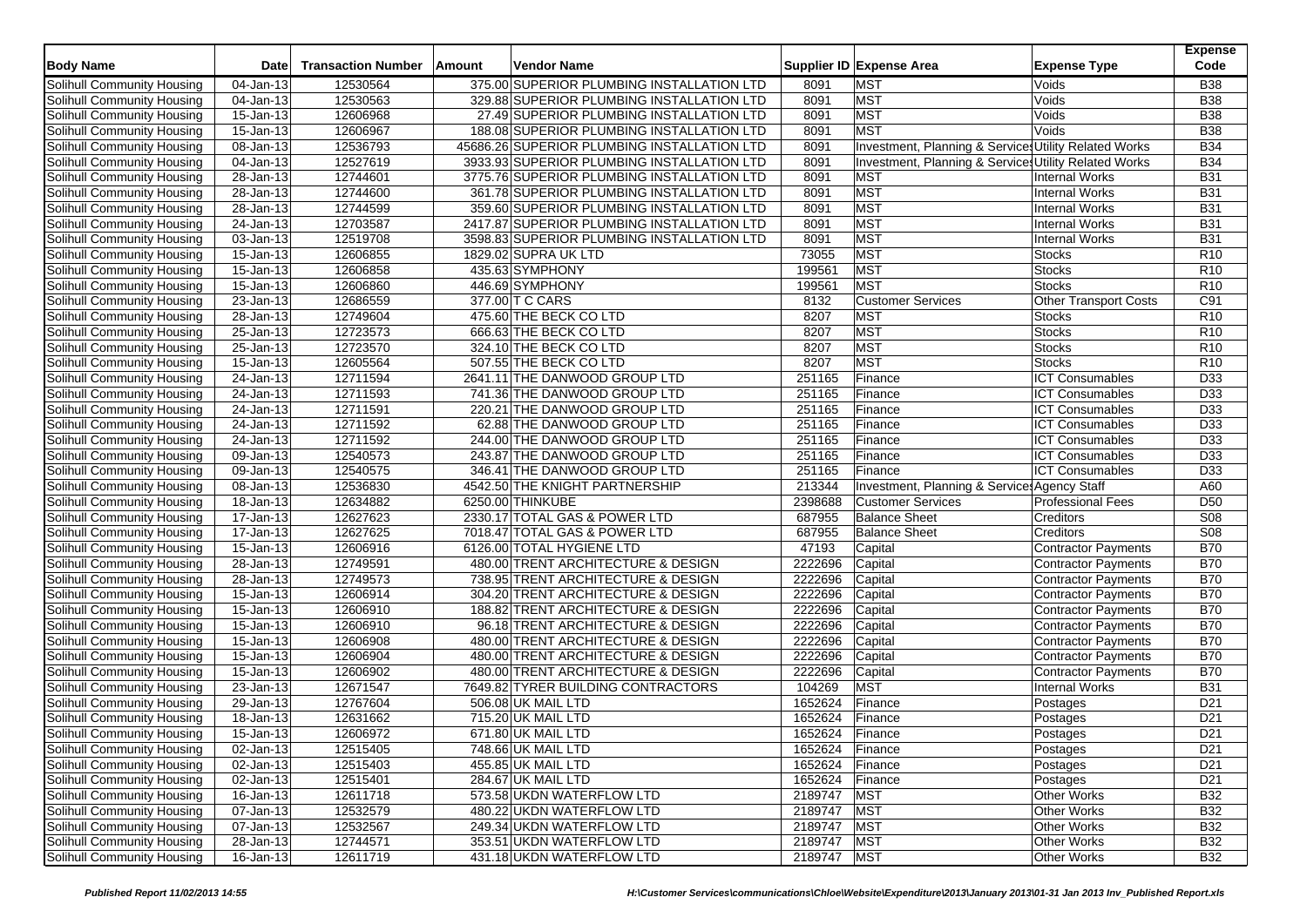| Body Name | Date | Transaction Number | Amount | Vendor Name | Supplier ID | Expense Area | Expense Type | Expense Code |
|---|---|---|---|---|---|---|---|---|
| Solihull Community Housing | 04-Jan-13 | 12530564 | 375.00 | SUPERIOR PLUMBING INSTALLATION LTD | 8091 | MST | Voids | B38 |
| Solihull Community Housing | 04-Jan-13 | 12530563 | 329.88 | SUPERIOR PLUMBING INSTALLATION LTD | 8091 | MST | Voids | B38 |
| Solihull Community Housing | 15-Jan-13 | 12606968 | 27.49 | SUPERIOR PLUMBING INSTALLATION LTD | 8091 | MST | Voids | B38 |
| Solihull Community Housing | 15-Jan-13 | 12606967 | 188.08 | SUPERIOR PLUMBING INSTALLATION LTD | 8091 | MST | Voids | B38 |
| Solihull Community Housing | 08-Jan-13 | 12536793 | 45686.26 | SUPERIOR PLUMBING INSTALLATION LTD | 8091 | Investment, Planning & Services | Utility Related Works | B34 |
| Solihull Community Housing | 04-Jan-13 | 12527619 | 3933.93 | SUPERIOR PLUMBING INSTALLATION LTD | 8091 | Investment, Planning & Services | Utility Related Works | B34 |
| Solihull Community Housing | 28-Jan-13 | 12744601 | 3775.76 | SUPERIOR PLUMBING INSTALLATION LTD | 8091 | MST | Internal Works | B31 |
| Solihull Community Housing | 28-Jan-13 | 12744600 | 361.78 | SUPERIOR PLUMBING INSTALLATION LTD | 8091 | MST | Internal Works | B31 |
| Solihull Community Housing | 28-Jan-13 | 12744599 | 359.60 | SUPERIOR PLUMBING INSTALLATION LTD | 8091 | MST | Internal Works | B31 |
| Solihull Community Housing | 24-Jan-13 | 12703587 | 2417.87 | SUPERIOR PLUMBING INSTALLATION LTD | 8091 | MST | Internal Works | B31 |
| Solihull Community Housing | 03-Jan-13 | 12519708 | 3598.83 | SUPERIOR PLUMBING INSTALLATION LTD | 8091 | MST | Internal Works | B31 |
| Solihull Community Housing | 15-Jan-13 | 12606855 | 1829.02 | SUPRA UK LTD | 73055 | MST | Stocks | R10 |
| Solihull Community Housing | 15-Jan-13 | 12606858 | 435.63 | SYMPHONY | 199561 | MST | Stocks | R10 |
| Solihull Community Housing | 15-Jan-13 | 12606860 | 446.69 | SYMPHONY | 199561 | MST | Stocks | R10 |
| Solihull Community Housing | 23-Jan-13 | 12686559 | 377.00 | T C CARS | 8132 | Customer Services | Other Transport Costs | C91 |
| Solihull Community Housing | 28-Jan-13 | 12749604 | 475.60 | THE BECK CO LTD | 8207 | MST | Stocks | R10 |
| Solihull Community Housing | 25-Jan-13 | 12723573 | 666.63 | THE BECK CO LTD | 8207 | MST | Stocks | R10 |
| Solihull Community Housing | 25-Jan-13 | 12723570 | 324.10 | THE BECK CO LTD | 8207 | MST | Stocks | R10 |
| Solihull Community Housing | 15-Jan-13 | 12605564 | 507.55 | THE BECK CO LTD | 8207 | MST | Stocks | R10 |
| Solihull Community Housing | 24-Jan-13 | 12711594 | 2641.11 | THE DANWOOD GROUP LTD | 251165 | Finance | ICT Consumables | D33 |
| Solihull Community Housing | 24-Jan-13 | 12711593 | 741.36 | THE DANWOOD GROUP LTD | 251165 | Finance | ICT Consumables | D33 |
| Solihull Community Housing | 24-Jan-13 | 12711591 | 220.21 | THE DANWOOD GROUP LTD | 251165 | Finance | ICT Consumables | D33 |
| Solihull Community Housing | 24-Jan-13 | 12711592 | 62.88 | THE DANWOOD GROUP LTD | 251165 | Finance | ICT Consumables | D33 |
| Solihull Community Housing | 24-Jan-13 | 12711592 | 244.00 | THE DANWOOD GROUP LTD | 251165 | Finance | ICT Consumables | D33 |
| Solihull Community Housing | 09-Jan-13 | 12540573 | 243.87 | THE DANWOOD GROUP LTD | 251165 | Finance | ICT Consumables | D33 |
| Solihull Community Housing | 09-Jan-13 | 12540575 | 346.41 | THE DANWOOD GROUP LTD | 251165 | Finance | ICT Consumables | D33 |
| Solihull Community Housing | 08-Jan-13 | 12536830 | 4542.50 | THE KNIGHT PARTNERSHIP | 213344 | Investment, Planning & Services | Agency Staff | A60 |
| Solihull Community Housing | 18-Jan-13 | 12634882 | 6250.00 | THINKUBE | 2398688 | Customer Services | Professional Fees | D50 |
| Solihull Community Housing | 17-Jan-13 | 12627623 | 2330.17 | TOTAL GAS & POWER LTD | 687955 | Balance Sheet | Creditors | S08 |
| Solihull Community Housing | 17-Jan-13 | 12627625 | 7018.47 | TOTAL GAS & POWER LTD | 687955 | Balance Sheet | Creditors | S08 |
| Solihull Community Housing | 15-Jan-13 | 12606916 | 6126.00 | TOTAL HYGIENE LTD | 47193 | Capital | Contractor Payments | B70 |
| Solihull Community Housing | 28-Jan-13 | 12749591 | 480.00 | TRENT ARCHITECTURE & DESIGN | 2222696 | Capital | Contractor Payments | B70 |
| Solihull Community Housing | 28-Jan-13 | 12749573 | 738.95 | TRENT ARCHITECTURE & DESIGN | 2222696 | Capital | Contractor Payments | B70 |
| Solihull Community Housing | 15-Jan-13 | 12606914 | 304.20 | TRENT ARCHITECTURE & DESIGN | 2222696 | Capital | Contractor Payments | B70 |
| Solihull Community Housing | 15-Jan-13 | 12606910 | 188.82 | TRENT ARCHITECTURE & DESIGN | 2222696 | Capital | Contractor Payments | B70 |
| Solihull Community Housing | 15-Jan-13 | 12606910 | 96.18 | TRENT ARCHITECTURE & DESIGN | 2222696 | Capital | Contractor Payments | B70 |
| Solihull Community Housing | 15-Jan-13 | 12606908 | 480.00 | TRENT ARCHITECTURE & DESIGN | 2222696 | Capital | Contractor Payments | B70 |
| Solihull Community Housing | 15-Jan-13 | 12606904 | 480.00 | TRENT ARCHITECTURE & DESIGN | 2222696 | Capital | Contractor Payments | B70 |
| Solihull Community Housing | 15-Jan-13 | 12606902 | 480.00 | TRENT ARCHITECTURE & DESIGN | 2222696 | Capital | Contractor Payments | B70 |
| Solihull Community Housing | 23-Jan-13 | 12671547 | 7649.82 | TYRER BUILDING CONTRACTORS | 104269 | MST | Internal Works | B31 |
| Solihull Community Housing | 29-Jan-13 | 12767604 | 506.08 | UK MAIL LTD | 1652624 | Finance | Postages | D21 |
| Solihull Community Housing | 18-Jan-13 | 12631662 | 715.20 | UK MAIL LTD | 1652624 | Finance | Postages | D21 |
| Solihull Community Housing | 15-Jan-13 | 12606972 | 671.80 | UK MAIL LTD | 1652624 | Finance | Postages | D21 |
| Solihull Community Housing | 02-Jan-13 | 12515405 | 748.66 | UK MAIL LTD | 1652624 | Finance | Postages | D21 |
| Solihull Community Housing | 02-Jan-13 | 12515403 | 455.85 | UK MAIL LTD | 1652624 | Finance | Postages | D21 |
| Solihull Community Housing | 02-Jan-13 | 12515401 | 284.67 | UK MAIL LTD | 1652624 | Finance | Postages | D21 |
| Solihull Community Housing | 16-Jan-13 | 12611718 | 573.58 | UKDN WATERFLOW LTD | 2189747 | MST | Other Works | B32 |
| Solihull Community Housing | 07-Jan-13 | 12532579 | 480.22 | UKDN WATERFLOW LTD | 2189747 | MST | Other Works | B32 |
| Solihull Community Housing | 07-Jan-13 | 12532567 | 249.34 | UKDN WATERFLOW LTD | 2189747 | MST | Other Works | B32 |
| Solihull Community Housing | 28-Jan-13 | 12744571 | 353.51 | UKDN WATERFLOW LTD | 2189747 | MST | Other Works | B32 |
| Solihull Community Housing | 16-Jan-13 | 12611719 | 431.18 | UKDN WATERFLOW LTD | 2189747 | MST | Other Works | B32 |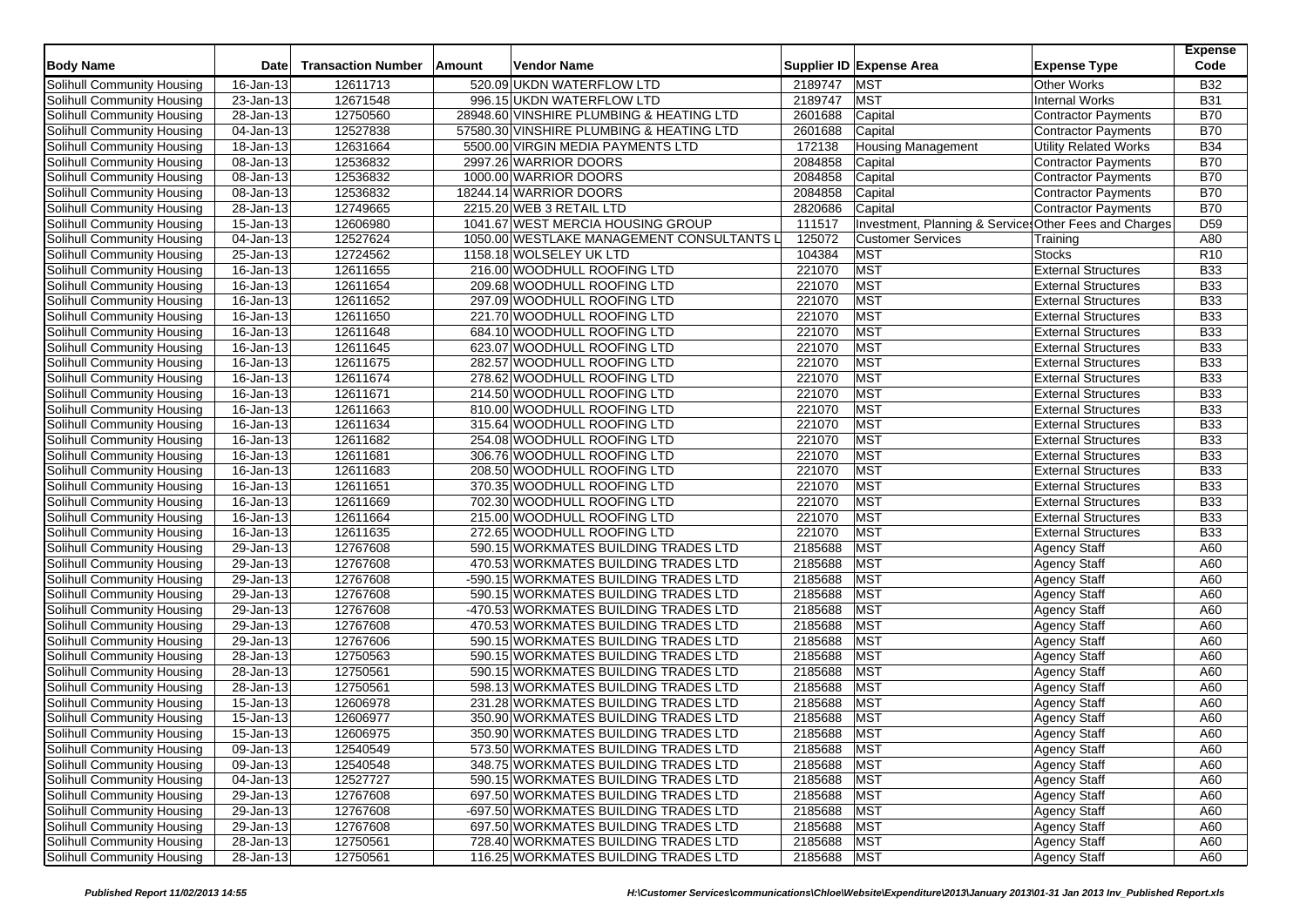| Body Name | Date | Transaction Number | Amount | Vendor Name | Supplier ID | Expense Area | Expense Type | Expense Code |
|---|---|---|---|---|---|---|---|---|
| Solihull Community Housing | 16-Jan-13 | 12611713 | 520.09 | UKDN WATERFLOW LTD | 2189747 | MST | Other Works | B32 |
| Solihull Community Housing | 23-Jan-13 | 12671548 | 996.15 | UKDN WATERFLOW LTD | 2189747 | MST | Internal Works | B31 |
| Solihull Community Housing | 28-Jan-13 | 12750560 | 28948.60 | VINSHIRE PLUMBING & HEATING LTD | 2601688 | Capital | Contractor Payments | B70 |
| Solihull Community Housing | 04-Jan-13 | 12527838 | 57580.30 | VINSHIRE PLUMBING & HEATING LTD | 2601688 | Capital | Contractor Payments | B70 |
| Solihull Community Housing | 18-Jan-13 | 12631664 | 5500.00 | VIRGIN MEDIA PAYMENTS LTD | 172138 | Housing Management | Utility Related Works | B34 |
| Solihull Community Housing | 08-Jan-13 | 12536832 | 2997.26 | WARRIOR DOORS | 2084858 | Capital | Contractor Payments | B70 |
| Solihull Community Housing | 08-Jan-13 | 12536832 | 1000.00 | WARRIOR DOORS | 2084858 | Capital | Contractor Payments | B70 |
| Solihull Community Housing | 08-Jan-13 | 12536832 | 18244.14 | WARRIOR DOORS | 2084858 | Capital | Contractor Payments | B70 |
| Solihull Community Housing | 28-Jan-13 | 12749665 | 2215.20 | WEB 3 RETAIL LTD | 2820686 | Capital | Contractor Payments | B70 |
| Solihull Community Housing | 15-Jan-13 | 12606980 | 1041.67 | WEST MERCIA HOUSING GROUP | 111517 | Investment, Planning & Services | Other Fees and Charges | D59 |
| Solihull Community Housing | 04-Jan-13 | 12527624 | 1050.00 | WESTLAKE MANAGEMENT CONSULTANTS L | 125072 | Customer Services | Training | A80 |
| Solihull Community Housing | 25-Jan-13 | 12724562 | 1158.18 | WOLSELEY UK LTD | 104384 | MST | Stocks | R10 |
| Solihull Community Housing | 16-Jan-13 | 12611655 | 216.00 | WOODHULL ROOFING LTD | 221070 | MST | External Structures | B33 |
| Solihull Community Housing | 16-Jan-13 | 12611654 | 209.68 | WOODHULL ROOFING LTD | 221070 | MST | External Structures | B33 |
| Solihull Community Housing | 16-Jan-13 | 12611652 | 297.09 | WOODHULL ROOFING LTD | 221070 | MST | External Structures | B33 |
| Solihull Community Housing | 16-Jan-13 | 12611650 | 221.70 | WOODHULL ROOFING LTD | 221070 | MST | External Structures | B33 |
| Solihull Community Housing | 16-Jan-13 | 12611648 | 684.10 | WOODHULL ROOFING LTD | 221070 | MST | External Structures | B33 |
| Solihull Community Housing | 16-Jan-13 | 12611645 | 623.07 | WOODHULL ROOFING LTD | 221070 | MST | External Structures | B33 |
| Solihull Community Housing | 16-Jan-13 | 12611675 | 282.57 | WOODHULL ROOFING LTD | 221070 | MST | External Structures | B33 |
| Solihull Community Housing | 16-Jan-13 | 12611674 | 278.62 | WOODHULL ROOFING LTD | 221070 | MST | External Structures | B33 |
| Solihull Community Housing | 16-Jan-13 | 12611671 | 214.50 | WOODHULL ROOFING LTD | 221070 | MST | External Structures | B33 |
| Solihull Community Housing | 16-Jan-13 | 12611663 | 810.00 | WOODHULL ROOFING LTD | 221070 | MST | External Structures | B33 |
| Solihull Community Housing | 16-Jan-13 | 12611634 | 315.64 | WOODHULL ROOFING LTD | 221070 | MST | External Structures | B33 |
| Solihull Community Housing | 16-Jan-13 | 12611682 | 254.08 | WOODHULL ROOFING LTD | 221070 | MST | External Structures | B33 |
| Solihull Community Housing | 16-Jan-13 | 12611681 | 306.76 | WOODHULL ROOFING LTD | 221070 | MST | External Structures | B33 |
| Solihull Community Housing | 16-Jan-13 | 12611683 | 208.50 | WOODHULL ROOFING LTD | 221070 | MST | External Structures | B33 |
| Solihull Community Housing | 16-Jan-13 | 12611651 | 370.35 | WOODHULL ROOFING LTD | 221070 | MST | External Structures | B33 |
| Solihull Community Housing | 16-Jan-13 | 12611669 | 702.30 | WOODHULL ROOFING LTD | 221070 | MST | External Structures | B33 |
| Solihull Community Housing | 16-Jan-13 | 12611664 | 215.00 | WOODHULL ROOFING LTD | 221070 | MST | External Structures | B33 |
| Solihull Community Housing | 16-Jan-13 | 12611635 | 272.65 | WOODHULL ROOFING LTD | 221070 | MST | External Structures | B33 |
| Solihull Community Housing | 29-Jan-13 | 12767608 | 590.15 | WORKMATES BUILDING TRADES LTD | 2185688 | MST | Agency Staff | A60 |
| Solihull Community Housing | 29-Jan-13 | 12767608 | 470.53 | WORKMATES BUILDING TRADES LTD | 2185688 | MST | Agency Staff | A60 |
| Solihull Community Housing | 29-Jan-13 | 12767608 | -590.15 | WORKMATES BUILDING TRADES LTD | 2185688 | MST | Agency Staff | A60 |
| Solihull Community Housing | 29-Jan-13 | 12767608 | 590.15 | WORKMATES BUILDING TRADES LTD | 2185688 | MST | Agency Staff | A60 |
| Solihull Community Housing | 29-Jan-13 | 12767608 | -470.53 | WORKMATES BUILDING TRADES LTD | 2185688 | MST | Agency Staff | A60 |
| Solihull Community Housing | 29-Jan-13 | 12767608 | 470.53 | WORKMATES BUILDING TRADES LTD | 2185688 | MST | Agency Staff | A60 |
| Solihull Community Housing | 29-Jan-13 | 12767606 | 590.15 | WORKMATES BUILDING TRADES LTD | 2185688 | MST | Agency Staff | A60 |
| Solihull Community Housing | 28-Jan-13 | 12750563 | 590.15 | WORKMATES BUILDING TRADES LTD | 2185688 | MST | Agency Staff | A60 |
| Solihull Community Housing | 28-Jan-13 | 12750561 | 590.15 | WORKMATES BUILDING TRADES LTD | 2185688 | MST | Agency Staff | A60 |
| Solihull Community Housing | 28-Jan-13 | 12750561 | 598.13 | WORKMATES BUILDING TRADES LTD | 2185688 | MST | Agency Staff | A60 |
| Solihull Community Housing | 15-Jan-13 | 12606978 | 231.28 | WORKMATES BUILDING TRADES LTD | 2185688 | MST | Agency Staff | A60 |
| Solihull Community Housing | 15-Jan-13 | 12606977 | 350.90 | WORKMATES BUILDING TRADES LTD | 2185688 | MST | Agency Staff | A60 |
| Solihull Community Housing | 15-Jan-13 | 12606975 | 350.90 | WORKMATES BUILDING TRADES LTD | 2185688 | MST | Agency Staff | A60 |
| Solihull Community Housing | 09-Jan-13 | 12540549 | 573.50 | WORKMATES BUILDING TRADES LTD | 2185688 | MST | Agency Staff | A60 |
| Solihull Community Housing | 09-Jan-13 | 12540548 | 348.75 | WORKMATES BUILDING TRADES LTD | 2185688 | MST | Agency Staff | A60 |
| Solihull Community Housing | 04-Jan-13 | 12527727 | 590.15 | WORKMATES BUILDING TRADES LTD | 2185688 | MST | Agency Staff | A60 |
| Solihull Community Housing | 29-Jan-13 | 12767608 | 697.50 | WORKMATES BUILDING TRADES LTD | 2185688 | MST | Agency Staff | A60 |
| Solihull Community Housing | 29-Jan-13 | 12767608 | -697.50 | WORKMATES BUILDING TRADES LTD | 2185688 | MST | Agency Staff | A60 |
| Solihull Community Housing | 29-Jan-13 | 12767608 | 697.50 | WORKMATES BUILDING TRADES LTD | 2185688 | MST | Agency Staff | A60 |
| Solihull Community Housing | 28-Jan-13 | 12750561 | 728.40 | WORKMATES BUILDING TRADES LTD | 2185688 | MST | Agency Staff | A60 |
| Solihull Community Housing | 28-Jan-13 | 12750561 | 116.25 | WORKMATES BUILDING TRADES LTD | 2185688 | MST | Agency Staff | A60 |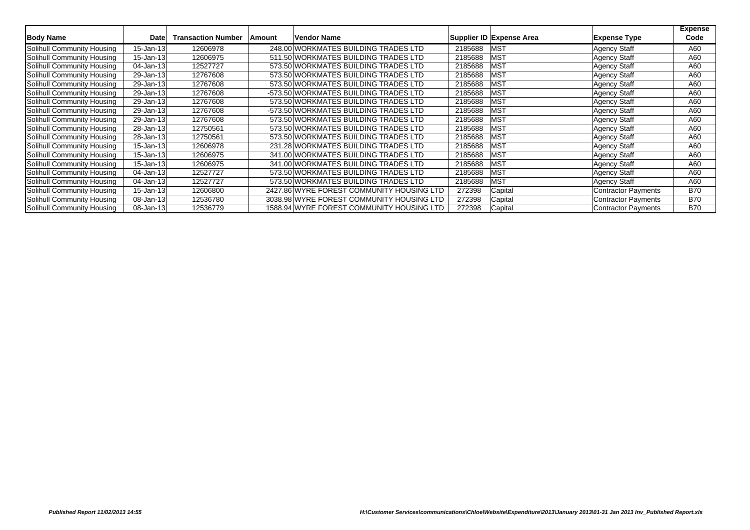| Body Name | Date | Transaction Number | Amount | Vendor Name | Supplier ID | Expense Area | Expense Type | Expense Code |
|---|---|---|---|---|---|---|---|---|
| Solihull Community Housing | 15-Jan-13 | 12606978 | 248.00 | WORKMATES BUILDING TRADES LTD | 2185688 | MST | Agency Staff | A60 |
| Solihull Community Housing | 15-Jan-13 | 12606975 | 511.50 | WORKMATES BUILDING TRADES LTD | 2185688 | MST | Agency Staff | A60 |
| Solihull Community Housing | 04-Jan-13 | 12527727 | 573.50 | WORKMATES BUILDING TRADES LTD | 2185688 | MST | Agency Staff | A60 |
| Solihull Community Housing | 29-Jan-13 | 12767608 | 573.50 | WORKMATES BUILDING TRADES LTD | 2185688 | MST | Agency Staff | A60 |
| Solihull Community Housing | 29-Jan-13 | 12767608 | 573.50 | WORKMATES BUILDING TRADES LTD | 2185688 | MST | Agency Staff | A60 |
| Solihull Community Housing | 29-Jan-13 | 12767608 | -573.50 | WORKMATES BUILDING TRADES LTD | 2185688 | MST | Agency Staff | A60 |
| Solihull Community Housing | 29-Jan-13 | 12767608 | 573.50 | WORKMATES BUILDING TRADES LTD | 2185688 | MST | Agency Staff | A60 |
| Solihull Community Housing | 29-Jan-13 | 12767608 | -573.50 | WORKMATES BUILDING TRADES LTD | 2185688 | MST | Agency Staff | A60 |
| Solihull Community Housing | 29-Jan-13 | 12767608 | 573.50 | WORKMATES BUILDING TRADES LTD | 2185688 | MST | Agency Staff | A60 |
| Solihull Community Housing | 28-Jan-13 | 12750561 | 573.50 | WORKMATES BUILDING TRADES LTD | 2185688 | MST | Agency Staff | A60 |
| Solihull Community Housing | 28-Jan-13 | 12750561 | 573.50 | WORKMATES BUILDING TRADES LTD | 2185688 | MST | Agency Staff | A60 |
| Solihull Community Housing | 15-Jan-13 | 12606978 | 231.28 | WORKMATES BUILDING TRADES LTD | 2185688 | MST | Agency Staff | A60 |
| Solihull Community Housing | 15-Jan-13 | 12606975 | 341.00 | WORKMATES BUILDING TRADES LTD | 2185688 | MST | Agency Staff | A60 |
| Solihull Community Housing | 15-Jan-13 | 12606975 | 341.00 | WORKMATES BUILDING TRADES LTD | 2185688 | MST | Agency Staff | A60 |
| Solihull Community Housing | 04-Jan-13 | 12527727 | 573.50 | WORKMATES BUILDING TRADES LTD | 2185688 | MST | Agency Staff | A60 |
| Solihull Community Housing | 04-Jan-13 | 12527727 | 573.50 | WORKMATES BUILDING TRADES LTD | 2185688 | MST | Agency Staff | A60 |
| Solihull Community Housing | 15-Jan-13 | 12606800 | 2427.86 | WYRE FOREST COMMUNITY HOUSING LTD | 272398 | Capital | Contractor Payments | B70 |
| Solihull Community Housing | 08-Jan-13 | 12536780 | 3038.98 | WYRE FOREST COMMUNITY HOUSING LTD | 272398 | Capital | Contractor Payments | B70 |
| Solihull Community Housing | 08-Jan-13 | 12536779 | 1588.94 | WYRE FOREST COMMUNITY HOUSING LTD | 272398 | Capital | Contractor Payments | B70 |